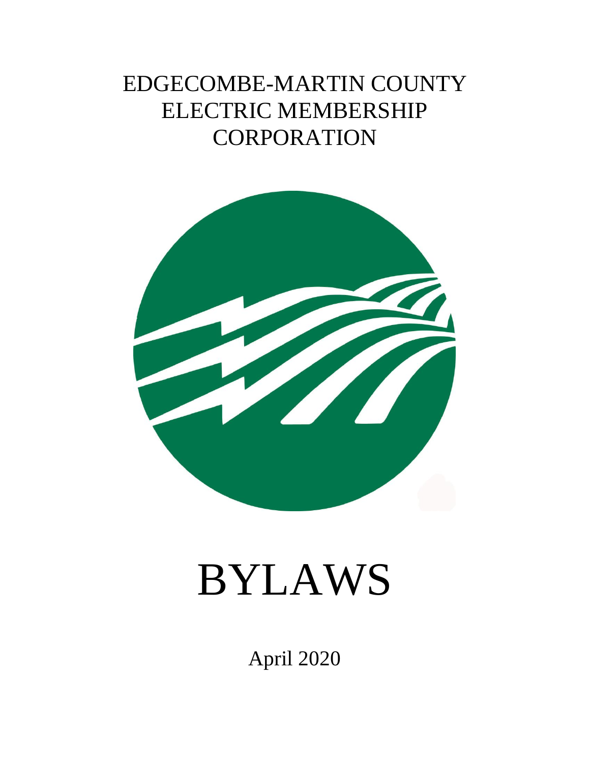# EDGECOMBE-MARTIN COUNTY ELECTRIC MEMBERSHIP CORPORATION

# BYLAWS

April 2020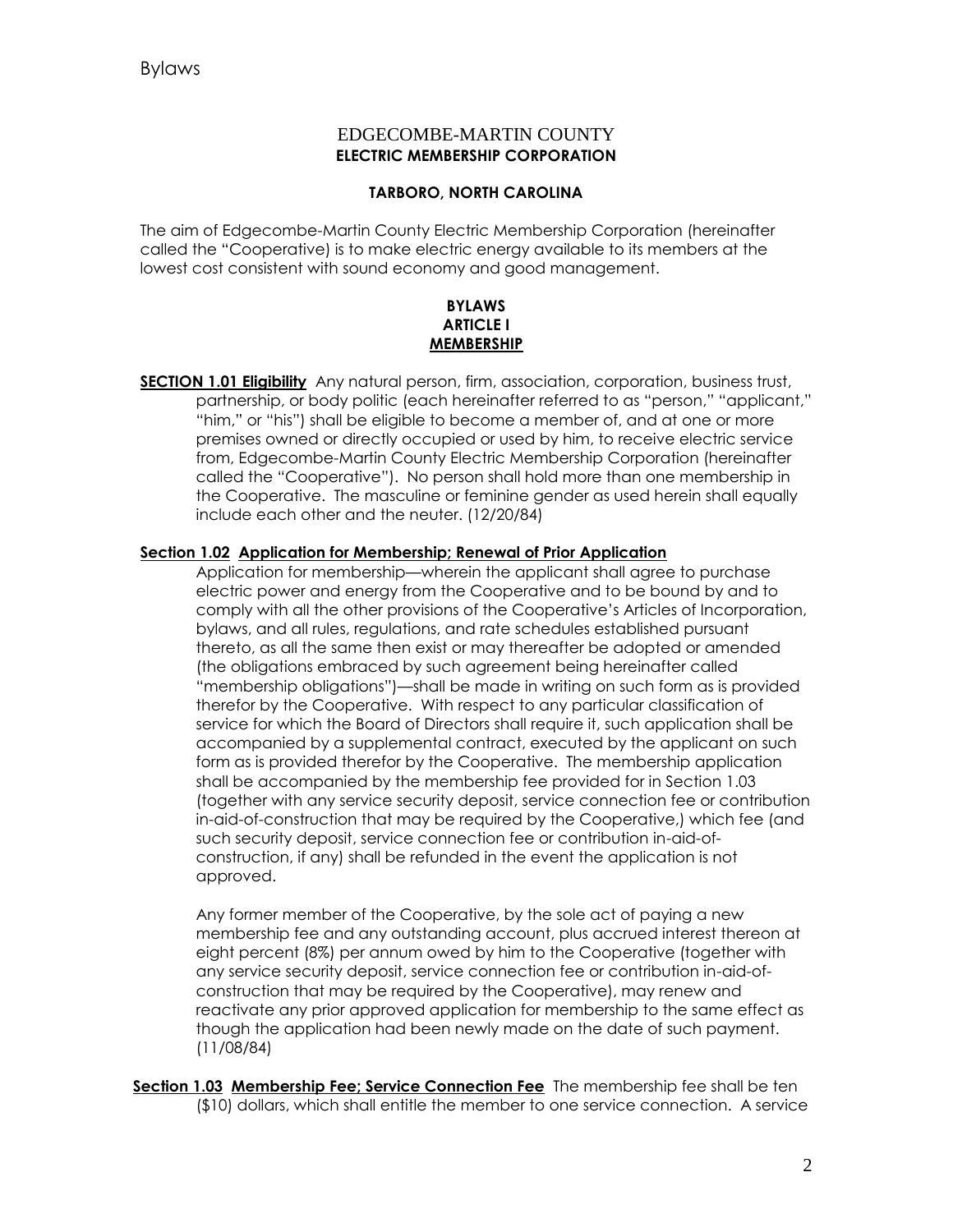# EDGECOMBE-MARTIN COUNTY
# ELECTRIC MEMBERSHIP CORPORATION

**TARBORO, NORTH CAROLINA**

The aim of Edgecombe-Martin County Electric Membership Corporation (hereinafter called the "Cooperative) is to make electric energy available to its members at the lowest cost consistent with sound economy and good management.

## BYLAWS
## ARTICLE I
## MEMBERSHIP

**SECTION 1.01 Eligibility** Any natural person, firm, association, corporation, business trust, partnership, or body politic (each hereinafter referred to as "person," "applicant," "him," or "his") shall be eligible to become a member of, and at one or more premises owned or directly occupied or used by him, to receive electric service from, Edgecombe-Martin County Electric Membership Corporation (hereinafter called the "Cooperative"). No person shall hold more than one membership in the Cooperative. The masculine or feminine gender as used herein shall equally include each other and the neuter. (12/20/84)

**Section 1.02 Application for Membership; Renewal of Prior Application**

Application for membership—wherein the applicant shall agree to purchase electric power and energy from the Cooperative and to be bound by and to comply with all the other provisions of the Cooperative's Articles of Incorporation, bylaws, and all rules, regulations, and rate schedules established pursuant thereto, as all the same then exist or may thereafter be adopted or amended (the obligations embraced by such agreement being hereinafter called "membership obligations")—shall be made in writing on such form as is provided therefor by the Cooperative. With respect to any particular classification of service for which the Board of Directors shall require it, such application shall be accompanied by a supplemental contract, executed by the applicant on such form as is provided therefor by the Cooperative. The membership application shall be accompanied by the membership fee provided for in Section 1.03 (together with any service security deposit, service connection fee or contribution in-aid-of-construction that may be required by the Cooperative,) which fee (and such security deposit, service connection fee or contribution in-aid-of-construction, if any) shall be refunded in the event the application is not approved.

Any former member of the Cooperative, by the sole act of paying a new membership fee and any outstanding account, plus accrued interest thereon at eight percent (8%) per annum owed by him to the Cooperative (together with any service security deposit, service connection fee or contribution in-aid-of-construction that may be required by the Cooperative), may renew and reactivate any prior approved application for membership to the same effect as though the application had been newly made on the date of such payment. (11/08/84)

**Section 1.03 Membership Fee; Service Connection Fee** The membership fee shall be ten ($10) dollars, which shall entitle the member to one service connection. A service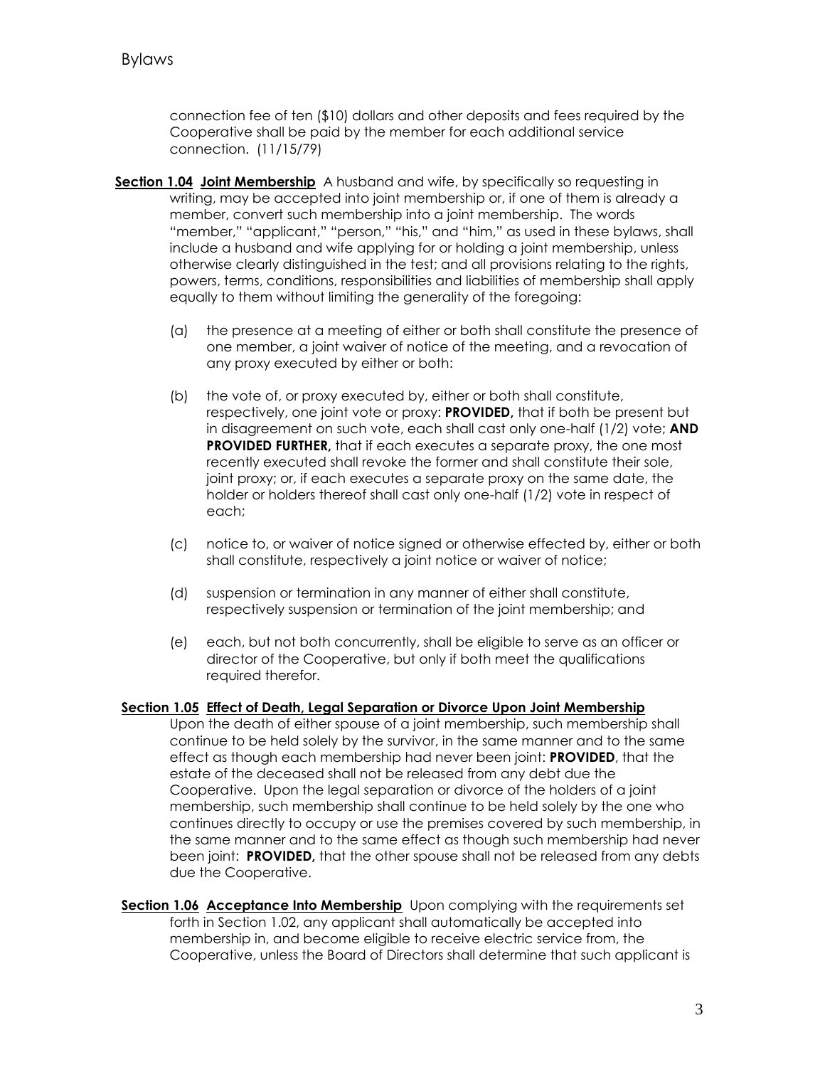connection fee of ten ($10) dollars and other deposits and fees required by the Cooperative shall be paid by the member for each additional service connection. (11/15/79)

**Section 1.04 Joint Membership** A husband and wife, by specifically so requesting in writing, may be accepted into joint membership or, if one of them is already a member, convert such membership into a joint membership. The words "member," "applicant," "person," "his," and "him," as used in these bylaws, shall include a husband and wife applying for or holding a joint membership, unless otherwise clearly distinguished in the test; and all provisions relating to the rights, powers, terms, conditions, responsibilities and liabilities of membership shall apply equally to them without limiting the generality of the foregoing:

(a) the presence at a meeting of either or both shall constitute the presence of one member, a joint waiver of notice of the meeting, and a revocation of any proxy executed by either or both:

(b) the vote of, or proxy executed by, either or both shall constitute, respectively, one joint vote or proxy: **PROVIDED,** that if both be present but in disagreement on such vote, each shall cast only one-half (1/2) vote; **AND PROVIDED FURTHER,** that if each executes a separate proxy, the one most recently executed shall revoke the former and shall constitute their sole, joint proxy; or, if each executes a separate proxy on the same date, the holder or holders thereof shall cast only one-half (1/2) vote in respect of each;

(c) notice to, or waiver of notice signed or otherwise effected by, either or both shall constitute, respectively a joint notice or waiver of notice;

(d) suspension or termination in any manner of either shall constitute, respectively suspension or termination of the joint membership; and

(e) each, but not both concurrently, shall be eligible to serve as an officer or director of the Cooperative, but only if both meet the qualifications required therefor.

**Section 1.05 Effect of Death, Legal Separation or Divorce Upon Joint Membership** Upon the death of either spouse of a joint membership, such membership shall continue to be held solely by the survivor, in the same manner and to the same effect as though each membership had never been joint: **PROVIDED**, that the estate of the deceased shall not be released from any debt due the Cooperative. Upon the legal separation or divorce of the holders of a joint membership, such membership shall continue to be held solely by the one who continues directly to occupy or use the premises covered by such membership, in the same manner and to the same effect as though such membership had never been joint: **PROVIDED,** that the other spouse shall not be released from any debts due the Cooperative.

**Section 1.06 Acceptance Into Membership** Upon complying with the requirements set forth in Section 1.02, any applicant shall automatically be accepted into membership in, and become eligible to receive electric service from, the Cooperative, unless the Board of Directors shall determine that such applicant is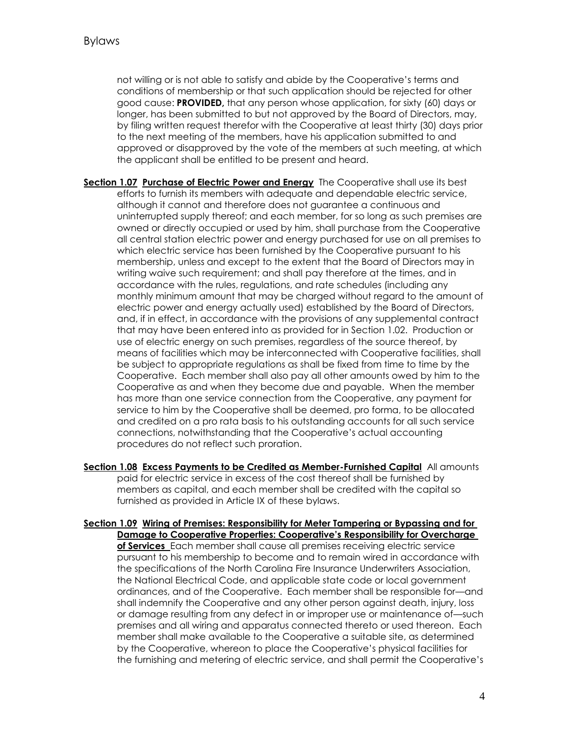not willing or is not able to satisfy and abide by the Cooperative's terms and conditions of membership or that such application should be rejected for other good cause: **PROVIDED,** that any person whose application, for sixty (60) days or longer, has been submitted to but not approved by the Board of Directors, may, by filing written request therefor with the Cooperative at least thirty (30) days prior to the next meeting of the members, have his application submitted to and approved or disapproved by the vote of the members at such meeting, at which the applicant shall be entitled to be present and heard.

**Section 1.07 Purchase of Electric Power and Energy** The Cooperative shall use its best efforts to furnish its members with adequate and dependable electric service, although it cannot and therefore does not guarantee a continuous and uninterrupted supply thereof; and each member, for so long as such premises are owned or directly occupied or used by him, shall purchase from the Cooperative all central station electric power and energy purchased for use on all premises to which electric service has been furnished by the Cooperative pursuant to his membership, unless and except to the extent that the Board of Directors may in writing waive such requirement; and shall pay therefore at the times, and in accordance with the rules, regulations, and rate schedules (including any monthly minimum amount that may be charged without regard to the amount of electric power and energy actually used) established by the Board of Directors, and, if in effect, in accordance with the provisions of any supplemental contract that may have been entered into as provided for in Section 1.02. Production or use of electric energy on such premises, regardless of the source thereof, by means of facilities which may be interconnected with Cooperative facilities, shall be subject to appropriate regulations as shall be fixed from time to time by the Cooperative. Each member shall also pay all other amounts owed by him to the Cooperative as and when they become due and payable. When the member has more than one service connection from the Cooperative, any payment for service to him by the Cooperative shall be deemed, pro forma, to be allocated and credited on a pro rata basis to his outstanding accounts for all such service connections, notwithstanding that the Cooperative's actual accounting procedures do not reflect such proration.

**Section 1.08 Excess Payments to be Credited as Member-Furnished Capital** All amounts paid for electric service in excess of the cost thereof shall be furnished by members as capital, and each member shall be credited with the capital so furnished as provided in Article IX of these bylaws.

**Section 1.09 Wiring of Premises: Responsibility for Meter Tampering or Bypassing and for Damage to Cooperative Properties: Cooperative's Responsibility for Overcharge of Services** Each member shall cause all premises receiving electric service pursuant to his membership to become and to remain wired in accordance with the specifications of the North Carolina Fire Insurance Underwriters Association, the National Electrical Code, and applicable state code or local government ordinances, and of the Cooperative. Each member shall be responsible for—and shall indemnify the Cooperative and any other person against death, injury, loss or damage resulting from any defect in or improper use or maintenance of—such premises and all wiring and apparatus connected thereto or used thereon. Each member shall make available to the Cooperative a suitable site, as determined by the Cooperative, whereon to place the Cooperative's physical facilities for the furnishing and metering of electric service, and shall permit the Cooperative's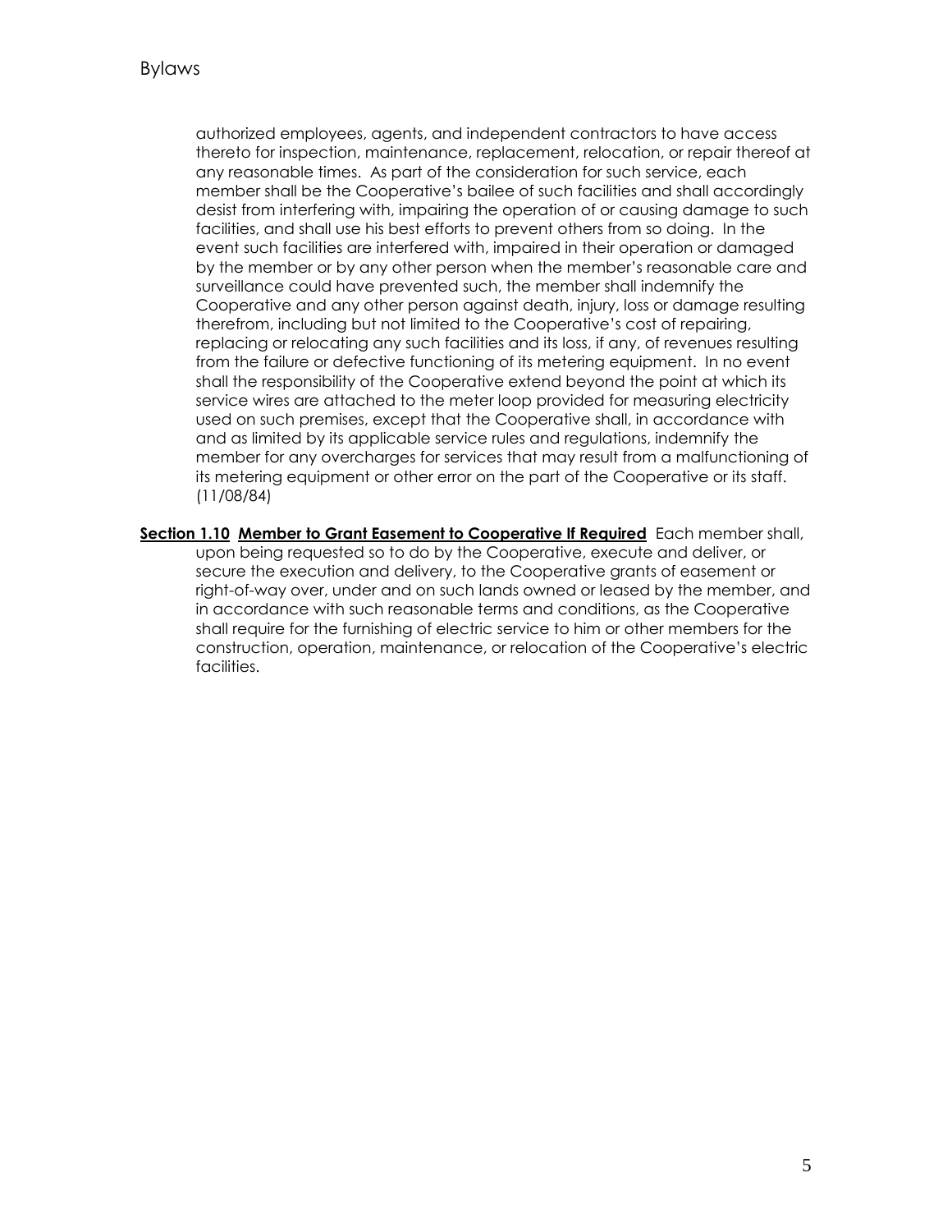authorized employees, agents, and independent contractors to have access thereto for inspection, maintenance, replacement, relocation, or repair thereof at any reasonable times. As part of the consideration for such service, each member shall be the Cooperative's bailee of such facilities and shall accordingly desist from interfering with, impairing the operation of or causing damage to such facilities, and shall use his best efforts to prevent others from so doing. In the event such facilities are interfered with, impaired in their operation or damaged by the member or by any other person when the member's reasonable care and surveillance could have prevented such, the member shall indemnify the Cooperative and any other person against death, injury, loss or damage resulting therefrom, including but not limited to the Cooperative's cost of repairing, replacing or relocating any such facilities and its loss, if any, of revenues resulting from the failure or defective functioning of its metering equipment. In no event shall the responsibility of the Cooperative extend beyond the point at which its service wires are attached to the meter loop provided for measuring electricity used on such premises, except that the Cooperative shall, in accordance with and as limited by its applicable service rules and regulations, indemnify the member for any overcharges for services that may result from a malfunctioning of its metering equipment or other error on the part of the Cooperative or its staff. (11/08/84)

**Section 1.10 Member to Grant Easement to Cooperative If Required** Each member shall, upon being requested so to do by the Cooperative, execute and deliver, or secure the execution and delivery, to the Cooperative grants of easement or right-of-way over, under and on such lands owned or leased by the member, and in accordance with such reasonable terms and conditions, as the Cooperative shall require for the furnishing of electric service to him or other members for the construction, operation, maintenance, or relocation of the Cooperative's electric facilities.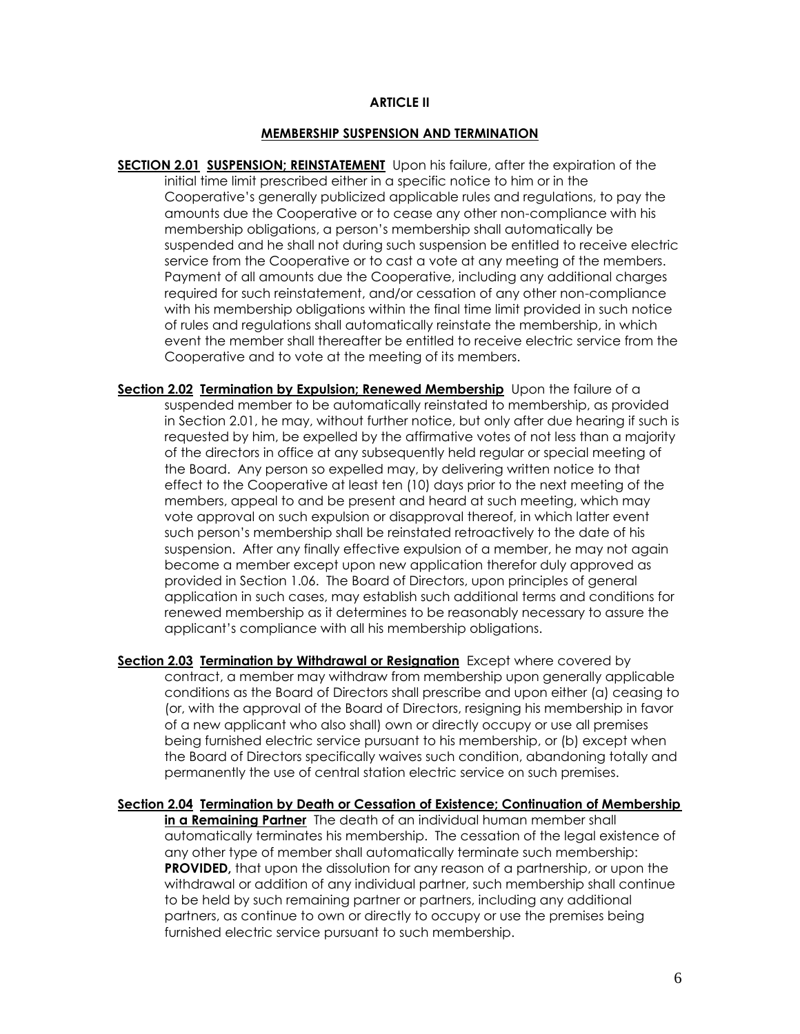# ARTICLE II

## MEMBERSHIP SUSPENSION AND TERMINATION

**SECTION 2.01 SUSPENSION; REINSTATEMENT** Upon his failure, after the expiration of the initial time limit prescribed either in a specific notice to him or in the Cooperative's generally publicized applicable rules and regulations, to pay the amounts due the Cooperative or to cease any other non-compliance with his membership obligations, a person's membership shall automatically be suspended and he shall not during such suspension be entitled to receive electric service from the Cooperative or to cast a vote at any meeting of the members. Payment of all amounts due the Cooperative, including any additional charges required for such reinstatement, and/or cessation of any other non-compliance with his membership obligations within the final time limit provided in such notice of rules and regulations shall automatically reinstate the membership, in which event the member shall thereafter be entitled to receive electric service from the Cooperative and to vote at the meeting of its members.

**Section 2.02 Termination by Expulsion; Renewed Membership** Upon the failure of a suspended member to be automatically reinstated to membership, as provided in Section 2.01, he may, without further notice, but only after due hearing if such is requested by him, be expelled by the affirmative votes of not less than a majority of the directors in office at any subsequently held regular or special meeting of the Board. Any person so expelled may, by delivering written notice to that effect to the Cooperative at least ten (10) days prior to the next meeting of the members, appeal to and be present and heard at such meeting, which may vote approval on such expulsion or disapproval thereof, in which latter event such person's membership shall be reinstated retroactively to the date of his suspension. After any finally effective expulsion of a member, he may not again become a member except upon new application therefor duly approved as provided in Section 1.06. The Board of Directors, upon principles of general application in such cases, may establish such additional terms and conditions for renewed membership as it determines to be reasonably necessary to assure the applicant's compliance with all his membership obligations.

**Section 2.03 Termination by Withdrawal or Resignation** Except where covered by contract, a member may withdraw from membership upon generally applicable conditions as the Board of Directors shall prescribe and upon either (a) ceasing to (or, with the approval of the Board of Directors, resigning his membership in favor of a new applicant who also shall) own or directly occupy or use all premises being furnished electric service pursuant to his membership, or (b) except when the Board of Directors specifically waives such condition, abandoning totally and permanently the use of central station electric service on such premises.

**Section 2.04 Termination by Death or Cessation of Existence; Continuation of Membership in a Remaining Partner** The death of an individual human member shall automatically terminates his membership. The cessation of the legal existence of any other type of member shall automatically terminate such membership: **PROVIDED,** that upon the dissolution for any reason of a partnership, or upon the withdrawal or addition of any individual partner, such membership shall continue to be held by such remaining partner or partners, including any additional partners, as continue to own or directly to occupy or use the premises being furnished electric service pursuant to such membership.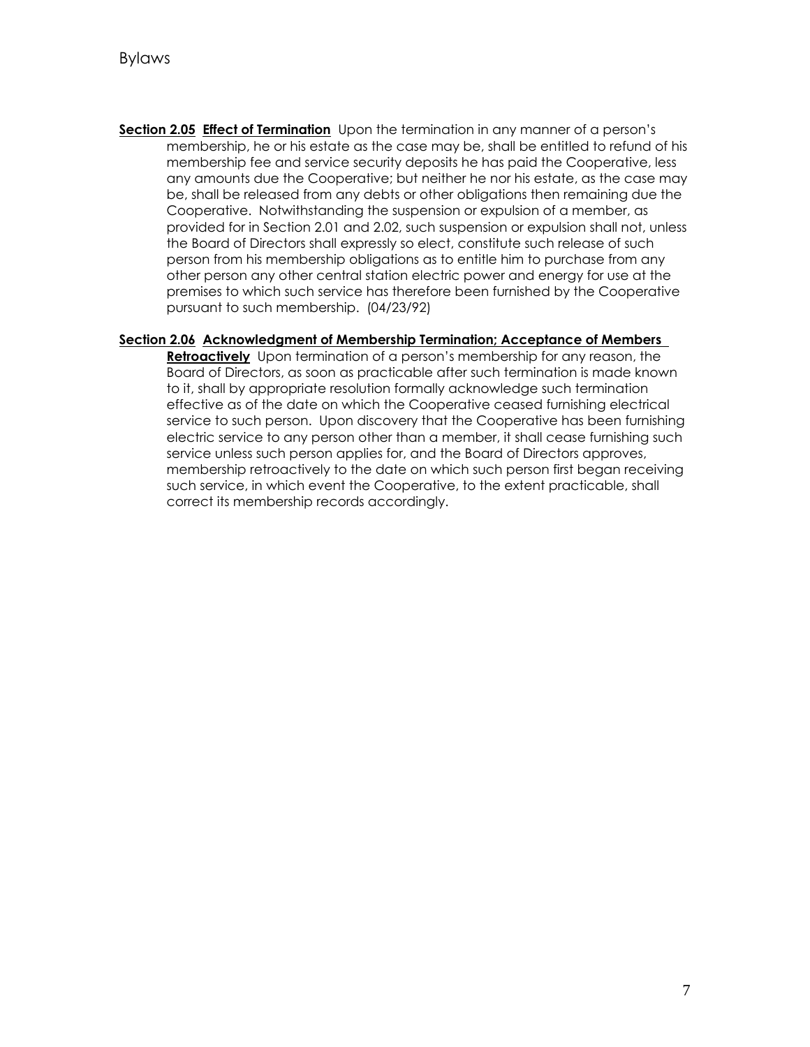**Section 2.05 Effect of Termination** Upon the termination in any manner of a person's membership, he or his estate as the case may be, shall be entitled to refund of his membership fee and service security deposits he has paid the Cooperative, less any amounts due the Cooperative; but neither he nor his estate, as the case may be, shall be released from any debts or other obligations then remaining due the Cooperative. Notwithstanding the suspension or expulsion of a member, as provided for in Section 2.01 and 2.02, such suspension or expulsion shall not, unless the Board of Directors shall expressly so elect, constitute such release of such person from his membership obligations as to entitle him to purchase from any other person any other central station electric power and energy for use at the premises to which such service has therefore been furnished by the Cooperative pursuant to such membership. (04/23/92)

**Section 2.06 Acknowledgment of Membership Termination; Acceptance of Members Retroactively** Upon termination of a person's membership for any reason, the Board of Directors, as soon as practicable after such termination is made known to it, shall by appropriate resolution formally acknowledge such termination effective as of the date on which the Cooperative ceased furnishing electrical service to such person. Upon discovery that the Cooperative has been furnishing electric service to any person other than a member, it shall cease furnishing such service unless such person applies for, and the Board of Directors approves, membership retroactively to the date on which such person first began receiving such service, in which event the Cooperative, to the extent practicable, shall correct its membership records accordingly.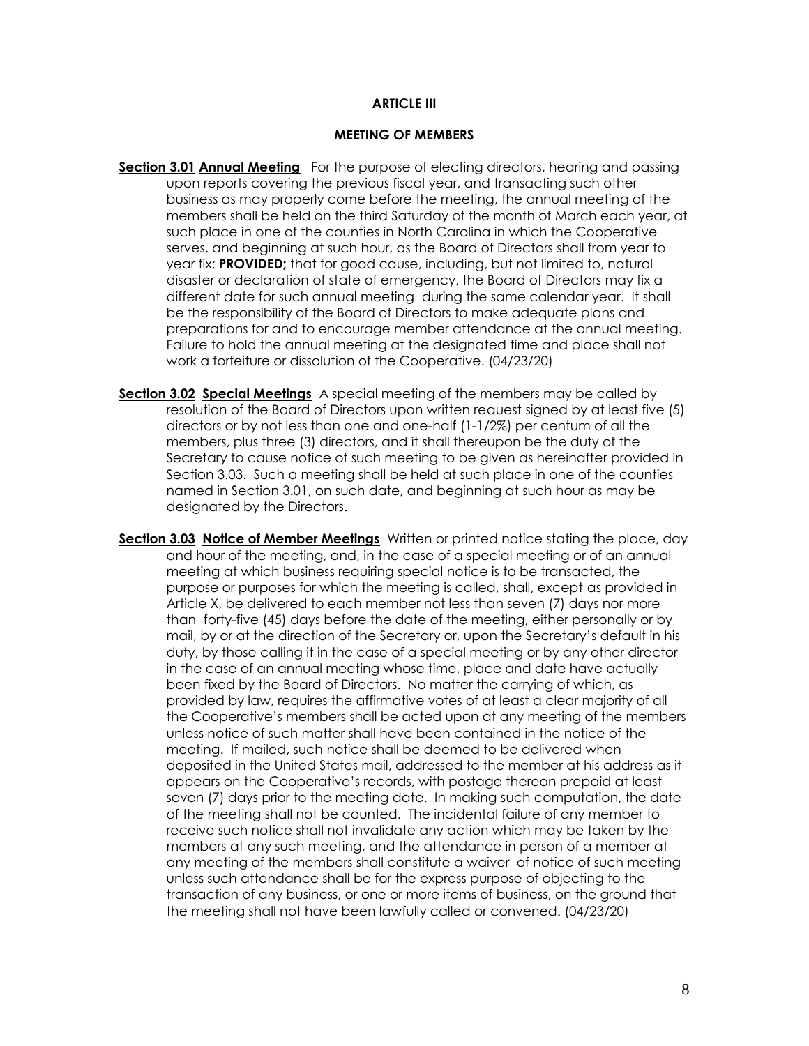## ARTICLE III

## MEETING OF MEMBERS

**Section 3.01 Annual Meeting** For the purpose of electing directors, hearing and passing upon reports covering the previous fiscal year, and transacting such other business as may properly come before the meeting, the annual meeting of the members shall be held on the third Saturday of the month of March each year, at such place in one of the counties in North Carolina in which the Cooperative serves, and beginning at such hour, as the Board of Directors shall from year to year fix: **PROVIDED;** that for good cause, including, but not limited to, natural disaster or declaration of state of emergency, the Board of Directors may fix a different date for such annual meeting during the same calendar year. It shall be the responsibility of the Board of Directors to make adequate plans and preparations for and to encourage member attendance at the annual meeting. Failure to hold the annual meeting at the designated time and place shall not work a forfeiture or dissolution of the Cooperative. (04/23/20)

**Section 3.02 Special Meetings** A special meeting of the members may be called by resolution of the Board of Directors upon written request signed by at least five (5) directors or by not less than one and one-half (1-1/2%) per centum of all the members, plus three (3) directors, and it shall thereupon be the duty of the Secretary to cause notice of such meeting to be given as hereinafter provided in Section 3.03. Such a meeting shall be held at such place in one of the counties named in Section 3.01, on such date, and beginning at such hour as may be designated by the Directors.

**Section 3.03 Notice of Member Meetings** Written or printed notice stating the place, day and hour of the meeting, and, in the case of a special meeting or of an annual meeting at which business requiring special notice is to be transacted, the purpose or purposes for which the meeting is called, shall, except as provided in Article X, be delivered to each member not less than seven (7) days nor more than forty-five (45) days before the date of the meeting, either personally or by mail, by or at the direction of the Secretary or, upon the Secretary's default in his duty, by those calling it in the case of a special meeting or by any other director in the case of an annual meeting whose time, place and date have actually been fixed by the Board of Directors. No matter the carrying of which, as provided by law, requires the affirmative votes of at least a clear majority of all the Cooperative's members shall be acted upon at any meeting of the members unless notice of such matter shall have been contained in the notice of the meeting. If mailed, such notice shall be deemed to be delivered when deposited in the United States mail, addressed to the member at his address as it appears on the Cooperative's records, with postage thereon prepaid at least seven (7) days prior to the meeting date. In making such computation, the date of the meeting shall not be counted. The incidental failure of any member to receive such notice shall not invalidate any action which may be taken by the members at any such meeting, and the attendance in person of a member at any meeting of the members shall constitute a waiver of notice of such meeting unless such attendance shall be for the express purpose of objecting to the transaction of any business, or one or more items of business, on the ground that the meeting shall not have been lawfully called or convened. (04/23/20)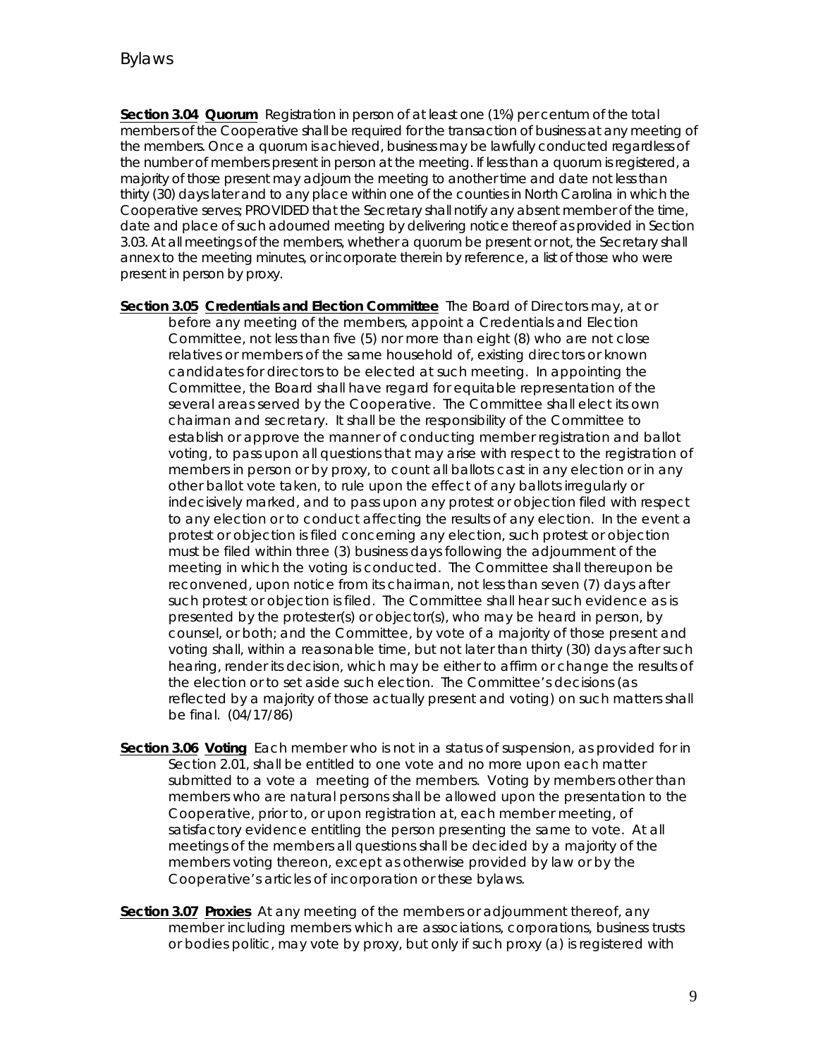**Section 3.04** **Quorum** Registration in person of at least one (1%) per centum of the total members of the Cooperative shall be required for the transaction of business at any meeting of the members. Once a quorum is achieved, business may be lawfully conducted regardless of the number of members present in person at the meeting. If less than a quorum is registered, a majority of those present may adjourn the meeting to another time and date not less than thirty (30) days later and to any place within one of the counties in North Carolina in which the Cooperative serves; PROVIDED that the Secretary shall notify any absent member of the time, date and place of such adourned meeting by delivering notice thereof as provided in Section 3.03. At all meetings of the members, whether a quorum be present or not, the Secretary shall annex to the meeting minutes, or incorporate therein by reference, a list of those who were present in person by proxy.

**Section 3.05** **Credentials and Election Committee** The Board of Directors may, at or before any meeting of the members, appoint a Credentials and Election Committee, not less than five (5) nor more than eight (8) who are not close relatives or members of the same household of, existing directors or known candidates for directors to be elected at such meeting. In appointing the Committee, the Board shall have regard for equitable representation of the several areas served by the Cooperative. The Committee shall elect its own chairman and secretary. It shall be the responsibility of the Committee to establish or approve the manner of conducting member registration and ballot voting, to pass upon all questions that may arise with respect to the registration of members in person or by proxy, to count all ballots cast in any election or in any other ballot vote taken, to rule upon the effect of any ballots irregularly or indecisively marked, and to pass upon any protest or objection filed with respect to any election or to conduct affecting the results of any election. In the event a protest or objection is filed concerning any election, such protest or objection must be filed within three (3) business days following the adjournment of the meeting in which the voting is conducted. The Committee shall thereupon be reconvened, upon notice from its chairman, not less than seven (7) days after such protest or objection is filed. The Committee shall hear such evidence as is presented by the protester(s) or objector(s), who may be heard in person, by counsel, or both; and the Committee, by vote of a majority of those present and voting shall, within a reasonable time, but not later than thirty (30) days after such hearing, render its decision, which may be either to affirm or change the results of the election or to set aside such election. The Committee's decisions (as reflected by a majority of those actually present and voting) on such matters shall be final. (04/17/86)

**Section 3.06** **Voting** Each member who is not in a status of suspension, as provided for in Section 2.01, shall be entitled to one vote and no more upon each matter submitted to a vote a meeting of the members. Voting by members other than members who are natural persons shall be allowed upon the presentation to the Cooperative, prior to, or upon registration at, each member meeting, of satisfactory evidence entitling the person presenting the same to vote. At all meetings of the members all questions shall be decided by a majority of the members voting thereon, except as otherwise provided by law or by the Cooperative's articles of incorporation or these bylaws.

**Section 3.07** **Proxies** At any meeting of the members or adjournment thereof, any member including members which are associations, corporations, business trusts or bodies politic, may vote by proxy, but only if such proxy (a) is registered with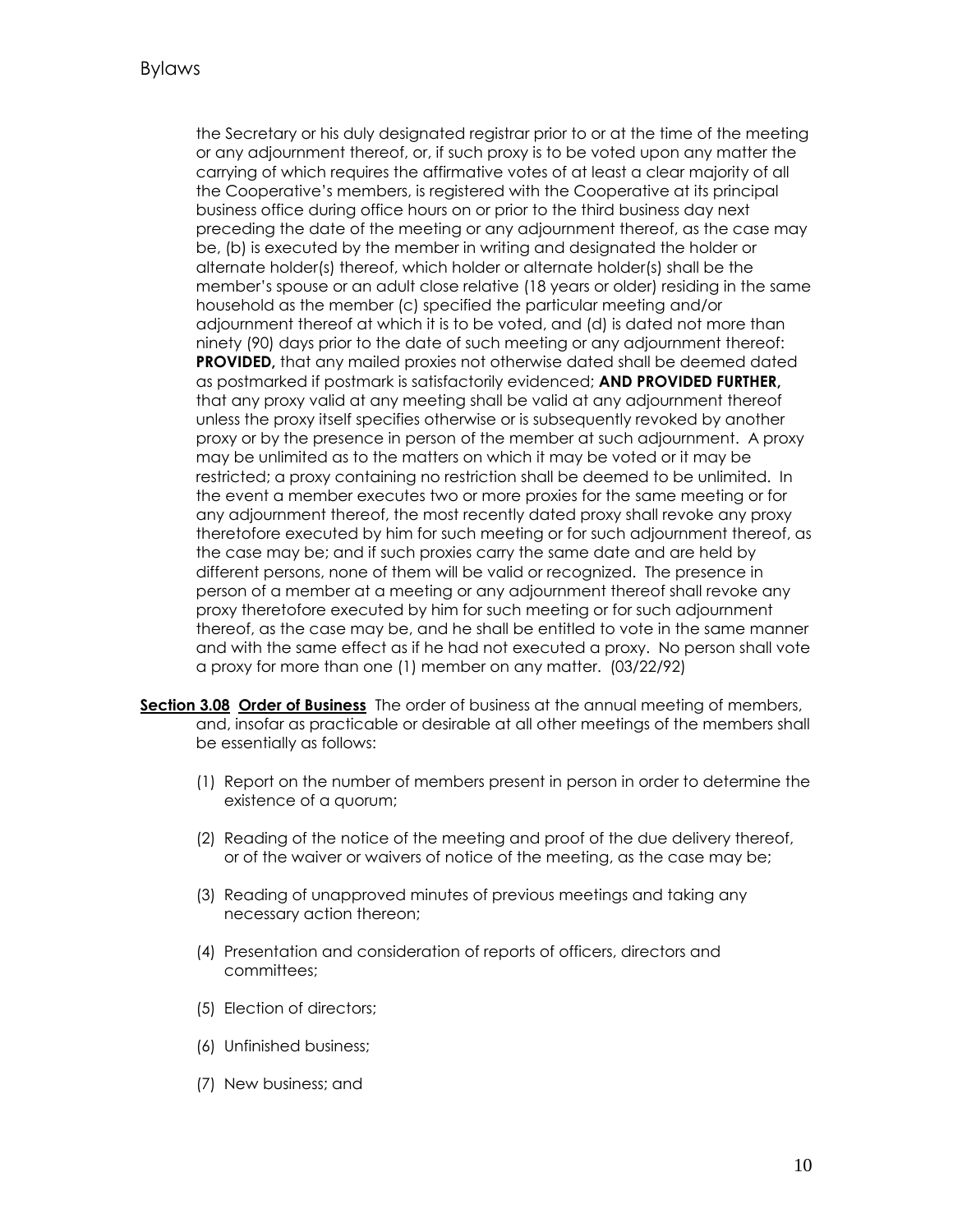the Secretary or his duly designated registrar prior to or at the time of the meeting or any adjournment thereof, or, if such proxy is to be voted upon any matter the carrying of which requires the affirmative votes of at least a clear majority of all the Cooperative's members, is registered with the Cooperative at its principal business office during office hours on or prior to the third business day next preceding the date of the meeting or any adjournment thereof, as the case may be, (b) is executed by the member in writing and designated the holder or alternate holder(s) thereof, which holder or alternate holder(s) shall be the member's spouse or an adult close relative (18 years or older) residing in the same household as the member (c) specified the particular meeting and/or adjournment thereof at which it is to be voted, and (d) is dated not more than ninety (90) days prior to the date of such meeting or any adjournment thereof: **PROVIDED,** that any mailed proxies not otherwise dated shall be deemed dated as postmarked if postmark is satisfactorily evidenced; **AND PROVIDED FURTHER,** that any proxy valid at any meeting shall be valid at any adjournment thereof unless the proxy itself specifies otherwise or is subsequently revoked by another proxy or by the presence in person of the member at such adjournment. A proxy may be unlimited as to the matters on which it may be voted or it may be restricted; a proxy containing no restriction shall be deemed to be unlimited. In the event a member executes two or more proxies for the same meeting or for any adjournment thereof, the most recently dated proxy shall revoke any proxy theretofore executed by him for such meeting or for such adjournment thereof, as the case may be; and if such proxies carry the same date and are held by different persons, none of them will be valid or recognized. The presence in person of a member at a meeting or any adjournment thereof shall revoke any proxy theretofore executed by him for such meeting or for such adjournment thereof, as the case may be, and he shall be entitled to vote in the same manner and with the same effect as if he had not executed a proxy. No person shall vote a proxy for more than one (1) member on any matter. (03/22/92)

**Section 3.08 Order of Business** The order of business at the annual meeting of members, and, insofar as practicable or desirable at all other meetings of the members shall be essentially as follows:

(1) Report on the number of members present in person in order to determine the existence of a quorum;

(2) Reading of the notice of the meeting and proof of the due delivery thereof, or of the waiver or waivers of notice of the meeting, as the case may be;

(3) Reading of unapproved minutes of previous meetings and taking any necessary action thereon;

(4) Presentation and consideration of reports of officers, directors and committees;

(5) Election of directors;

(6) Unfinished business;

(7) New business; and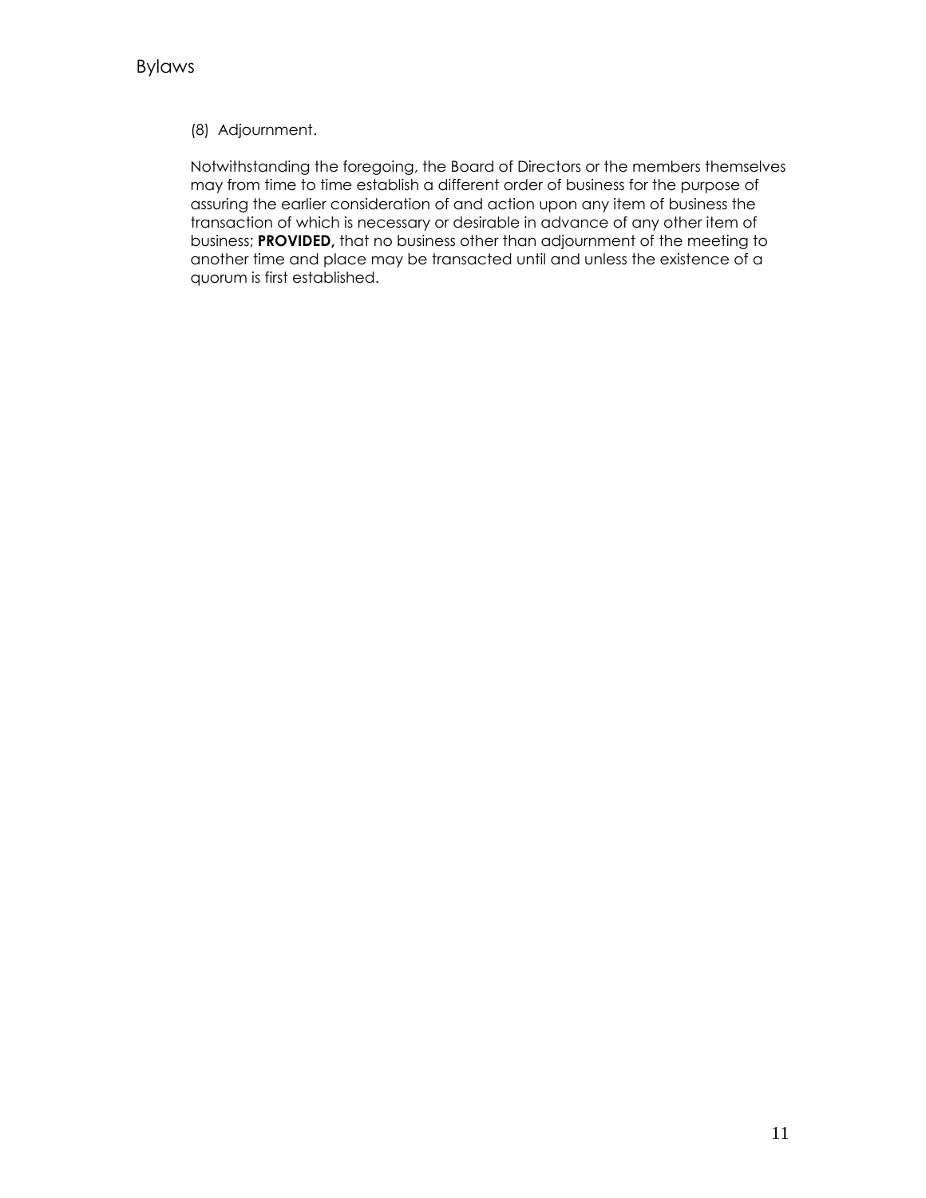(8) Adjournment.

Notwithstanding the foregoing, the Board of Directors or the members themselves may from time to time establish a different order of business for the purpose of assuring the earlier consideration of and action upon any item of business the transaction of which is necessary or desirable in advance of any other item of business; **PROVIDED,** that no business other than adjournment of the meeting to another time and place may be transacted until and unless the existence of a quorum is first established.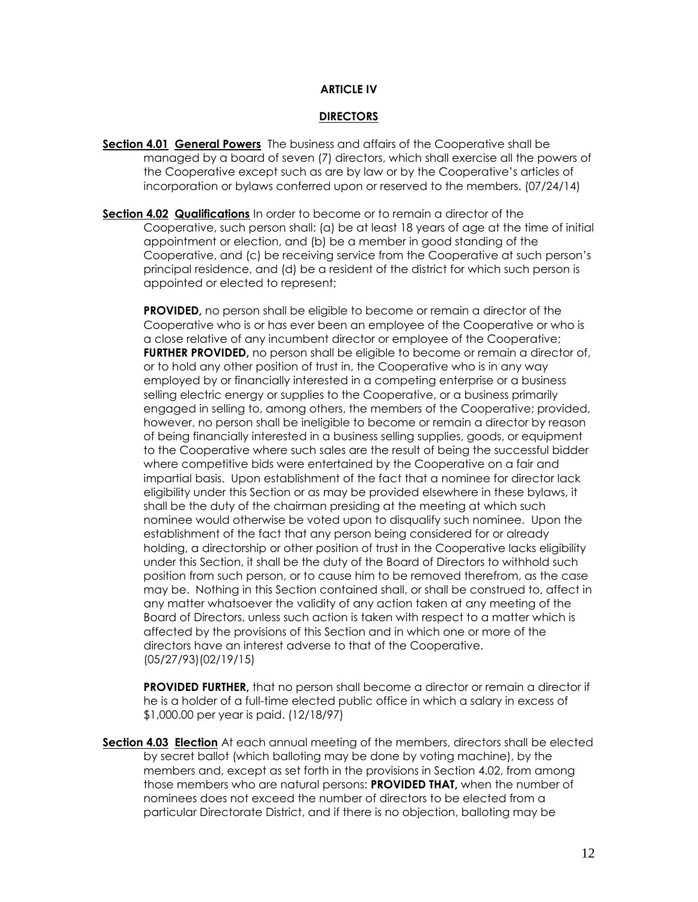## ARTICLE IV

## DIRECTORS

**Section 4.01 General Powers** The business and affairs of the Cooperative shall be managed by a board of seven (7) directors, which shall exercise all the powers of the Cooperative except such as are by law or by the Cooperative's articles of incorporation or bylaws conferred upon or reserved to the members. (07/24/14)

**Section 4.02 Qualifications** In order to become or to remain a director of the Cooperative, such person shall: (a) be at least 18 years of age at the time of initial appointment or election, and (b) be a member in good standing of the Cooperative, and (c) be receiving service from the Cooperative at such person's principal residence, and (d) be a resident of the district for which such person is appointed or elected to represent;

**PROVIDED,** no person shall be eligible to become or remain a director of the Cooperative who is or has ever been an employee of the Cooperative or who is a close relative of any incumbent director or employee of the Cooperative; **FURTHER PROVIDED,** no person shall be eligible to become or remain a director of, or to hold any other position of trust in, the Cooperative who is in any way employed by or financially interested in a competing enterprise or a business selling electric energy or supplies to the Cooperative, or a business primarily engaged in selling to, among others, the members of the Cooperative; provided, however, no person shall be ineligible to become or remain a director by reason of being financially interested in a business selling supplies, goods, or equipment to the Cooperative where such sales are the result of being the successful bidder where competitive bids were entertained by the Cooperative on a fair and impartial basis. Upon establishment of the fact that a nominee for director lack eligibility under this Section or as may be provided elsewhere in these bylaws, it shall be the duty of the chairman presiding at the meeting at which such nominee would otherwise be voted upon to disqualify such nominee. Upon the establishment of the fact that any person being considered for or already holding, a directorship or other position of trust in the Cooperative lacks eligibility under this Section, it shall be the duty of the Board of Directors to withhold such position from such person, or to cause him to be removed therefrom, as the case may be. Nothing in this Section contained shall, or shall be construed to, affect in any matter whatsoever the validity of any action taken at any meeting of the Board of Directors, unless such action is taken with respect to a matter which is affected by the provisions of this Section and in which one or more of the directors have an interest adverse to that of the Cooperative. (05/27/93)(02/19/15)

**PROVIDED FURTHER,** that no person shall become a director or remain a director if he is a holder of a full-time elected public office in which a salary in excess of $1,000.00 per year is paid. (12/18/97)

**Section 4.03 Election** At each annual meeting of the members, directors shall be elected by secret ballot (which balloting may be done by voting machine), by the members and, except as set forth in the provisions in Section 4.02, from among those members who are natural persons: **PROVIDED THAT,** when the number of nominees does not exceed the number of directors to be elected from a particular Directorate District, and if there is no objection, balloting may be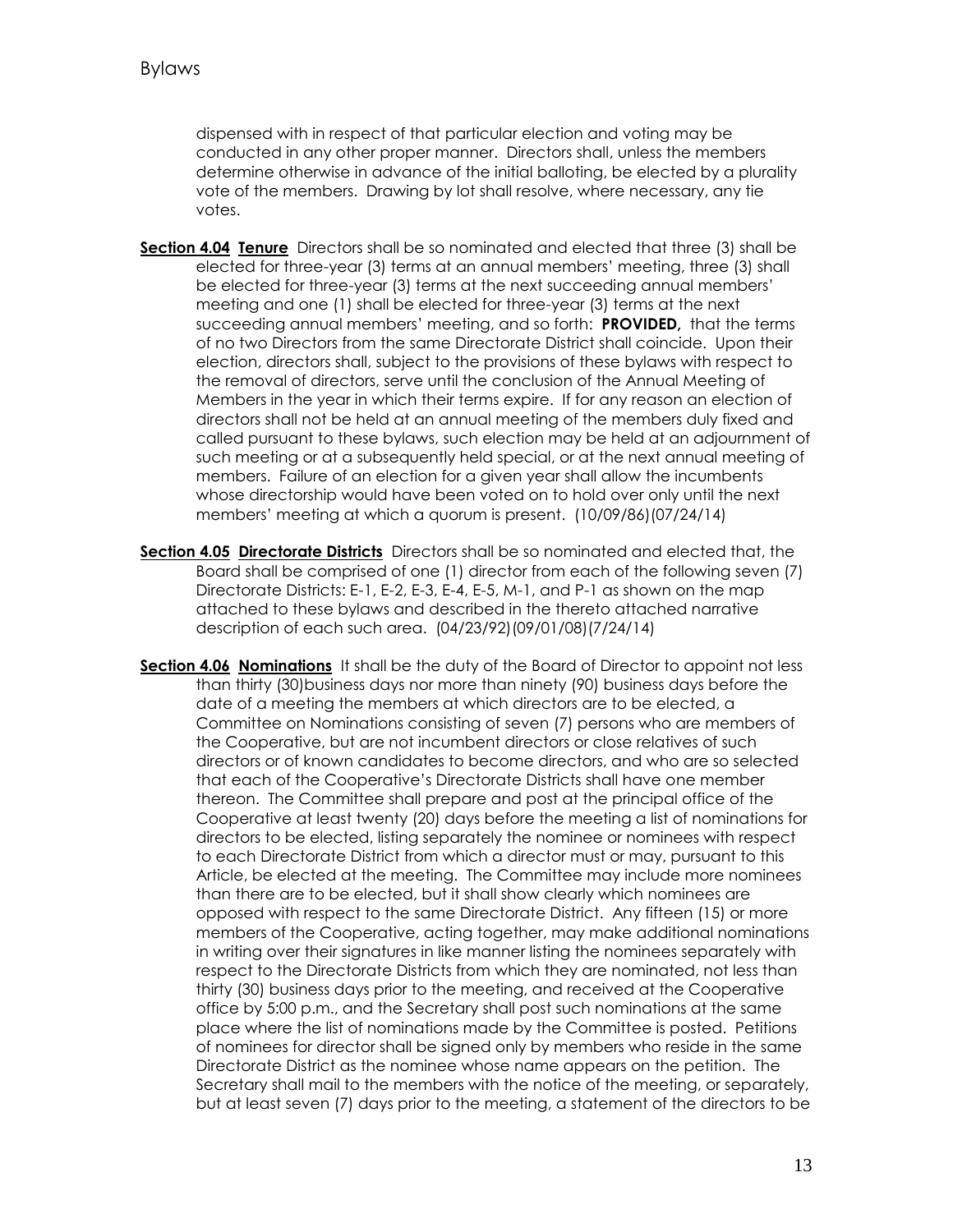dispensed with in respect of that particular election and voting may be conducted in any other proper manner. Directors shall, unless the members determine otherwise in advance of the initial balloting, be elected by a plurality vote of the members. Drawing by lot shall resolve, where necessary, any tie votes.

**Section 4.04 Tenure** Directors shall be so nominated and elected that three (3) shall be elected for three-year (3) terms at an annual members' meeting, three (3) shall be elected for three-year (3) terms at the next succeeding annual members' meeting and one (1) shall be elected for three-year (3) terms at the next succeeding annual members' meeting, and so forth: **PROVIDED,** that the terms of no two Directors from the same Directorate District shall coincide. Upon their election, directors shall, subject to the provisions of these bylaws with respect to the removal of directors, serve until the conclusion of the Annual Meeting of Members in the year in which their terms expire. If for any reason an election of directors shall not be held at an annual meeting of the members duly fixed and called pursuant to these bylaws, such election may be held at an adjournment of such meeting or at a subsequently held special, or at the next annual meeting of members. Failure of an election for a given year shall allow the incumbents whose directorship would have been voted on to hold over only until the next members' meeting at which a quorum is present. (10/09/86)(07/24/14)

**Section 4.05 Directorate Districts** Directors shall be so nominated and elected that, the Board shall be comprised of one (1) director from each of the following seven (7) Directorate Districts: E-1, E-2, E-3, E-4, E-5, M-1, and P-1 as shown on the map attached to these bylaws and described in the thereto attached narrative description of each such area. (04/23/92)(09/01/08)(7/24/14)

**Section 4.06 Nominations** It shall be the duty of the Board of Director to appoint not less than thirty (30)business days nor more than ninety (90) business days before the date of a meeting the members at which directors are to be elected, a Committee on Nominations consisting of seven (7) persons who are members of the Cooperative, but are not incumbent directors or close relatives of such directors or of known candidates to become directors, and who are so selected that each of the Cooperative's Directorate Districts shall have one member thereon. The Committee shall prepare and post at the principal office of the Cooperative at least twenty (20) days before the meeting a list of nominations for directors to be elected, listing separately the nominee or nominees with respect to each Directorate District from which a director must or may, pursuant to this Article, be elected at the meeting. The Committee may include more nominees than there are to be elected, but it shall show clearly which nominees are opposed with respect to the same Directorate District. Any fifteen (15) or more members of the Cooperative, acting together, may make additional nominations in writing over their signatures in like manner listing the nominees separately with respect to the Directorate Districts from which they are nominated, not less than thirty (30) business days prior to the meeting, and received at the Cooperative office by 5:00 p.m., and the Secretary shall post such nominations at the same place where the list of nominations made by the Committee is posted. Petitions of nominees for director shall be signed only by members who reside in the same Directorate District as the nominee whose name appears on the petition. The Secretary shall mail to the members with the notice of the meeting, or separately, but at least seven (7) days prior to the meeting, a statement of the directors to be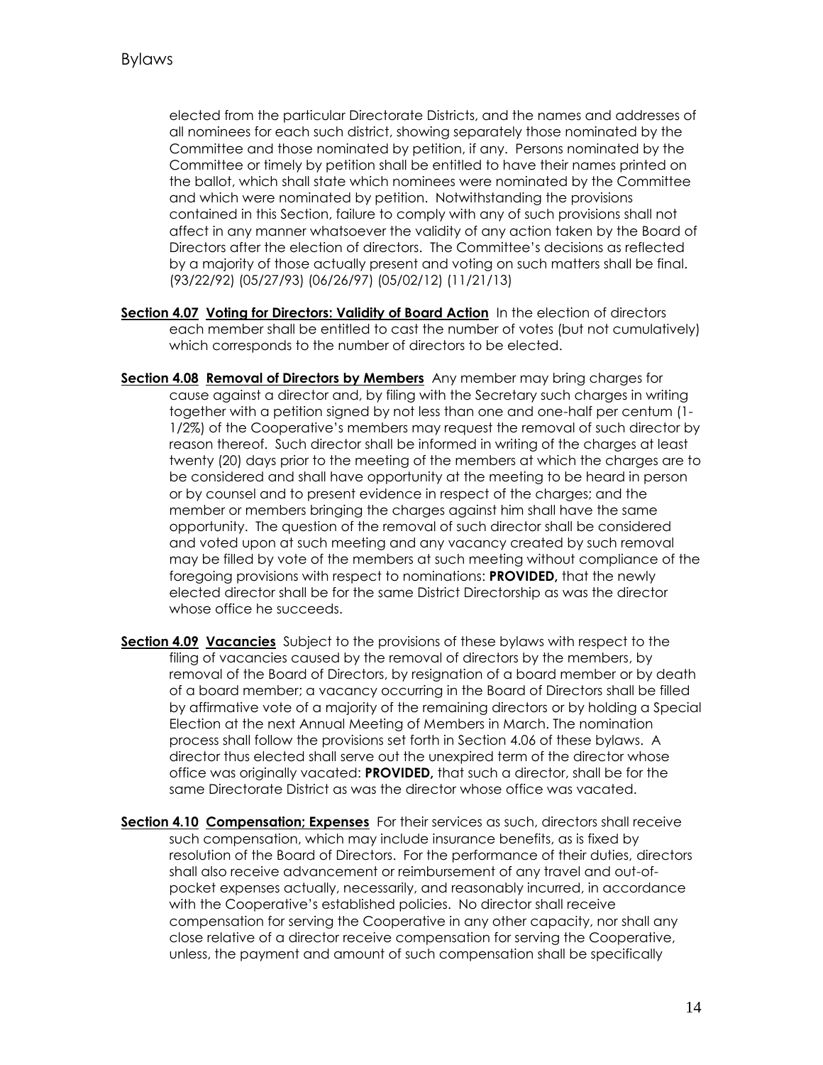elected from the particular Directorate Districts, and the names and addresses of all nominees for each such district, showing separately those nominated by the Committee and those nominated by petition, if any. Persons nominated by the Committee or timely by petition shall be entitled to have their names printed on the ballot, which shall state which nominees were nominated by the Committee and which were nominated by petition. Notwithstanding the provisions contained in this Section, failure to comply with any of such provisions shall not affect in any manner whatsoever the validity of any action taken by the Board of Directors after the election of directors. The Committee's decisions as reflected by a majority of those actually present and voting on such matters shall be final. (93/22/92) (05/27/93) (06/26/97) (05/02/12) (11/21/13)

**Section 4.07** **Voting for Directors: Validity of Board Action** In the election of directors each member shall be entitled to cast the number of votes (but not cumulatively) which corresponds to the number of directors to be elected.

**Section 4.08** **Removal of Directors by Members** Any member may bring charges for cause against a director and, by filing with the Secretary such charges in writing together with a petition signed by not less than one and one-half per centum (1-1/2%) of the Cooperative's members may request the removal of such director by reason thereof. Such director shall be informed in writing of the charges at least twenty (20) days prior to the meeting of the members at which the charges are to be considered and shall have opportunity at the meeting to be heard in person or by counsel and to present evidence in respect of the charges; and the member or members bringing the charges against him shall have the same opportunity. The question of the removal of such director shall be considered and voted upon at such meeting and any vacancy created by such removal may be filled by vote of the members at such meeting without compliance of the foregoing provisions with respect to nominations: **PROVIDED,** that the newly elected director shall be for the same District Directorship as was the director whose office he succeeds.

**Section 4.09** **Vacancies** Subject to the provisions of these bylaws with respect to the filing of vacancies caused by the removal of directors by the members, by removal of the Board of Directors, by resignation of a board member or by death of a board member; a vacancy occurring in the Board of Directors shall be filled by affirmative vote of a majority of the remaining directors or by holding a Special Election at the next Annual Meeting of Members in March. The nomination process shall follow the provisions set forth in Section 4.06 of these bylaws. A director thus elected shall serve out the unexpired term of the director whose office was originally vacated: **PROVIDED,** that such a director, shall be for the same Directorate District as was the director whose office was vacated.

**Section 4.10** **Compensation; Expenses** For their services as such, directors shall receive such compensation, which may include insurance benefits, as is fixed by resolution of the Board of Directors. For the performance of their duties, directors shall also receive advancement or reimbursement of any travel and out-of-pocket expenses actually, necessarily, and reasonably incurred, in accordance with the Cooperative's established policies. No director shall receive compensation for serving the Cooperative in any other capacity, nor shall any close relative of a director receive compensation for serving the Cooperative, unless, the payment and amount of such compensation shall be specifically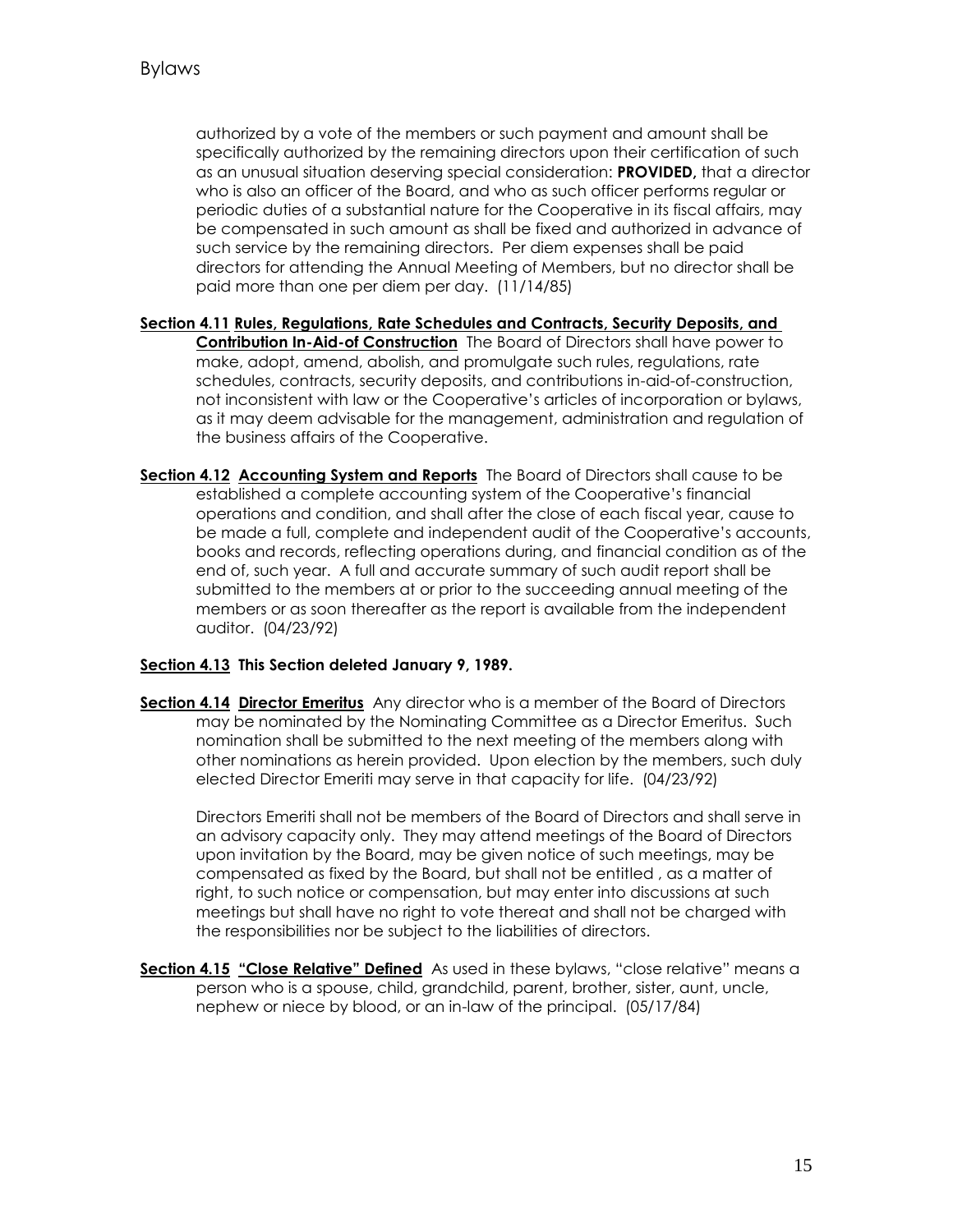authorized by a vote of the members or such payment and amount shall be specifically authorized by the remaining directors upon their certification of such as an unusual situation deserving special consideration: **PROVIDED,** that a director who is also an officer of the Board, and who as such officer performs regular or periodic duties of a substantial nature for the Cooperative in its fiscal affairs, may be compensated in such amount as shall be fixed and authorized in advance of such service by the remaining directors. Per diem expenses shall be paid directors for attending the Annual Meeting of Members, but no director shall be paid more than one per diem per day. (11/14/85)

**Section 4.11 Rules, Regulations, Rate Schedules and Contracts, Security Deposits, and Contribution In-Aid-of Construction** The Board of Directors shall have power to make, adopt, amend, abolish, and promulgate such rules, regulations, rate schedules, contracts, security deposits, and contributions in-aid-of-construction, not inconsistent with law or the Cooperative's articles of incorporation or bylaws, as it may deem advisable for the management, administration and regulation of the business affairs of the Cooperative.

**Section 4.12 Accounting System and Reports** The Board of Directors shall cause to be established a complete accounting system of the Cooperative's financial operations and condition, and shall after the close of each fiscal year, cause to be made a full, complete and independent audit of the Cooperative's accounts, books and records, reflecting operations during, and financial condition as of the end of, such year. A full and accurate summary of such audit report shall be submitted to the members at or prior to the succeeding annual meeting of the members or as soon thereafter as the report is available from the independent auditor. (04/23/92)

**Section 4.13 This Section deleted January 9, 1989.**

**Section 4.14 Director Emeritus** Any director who is a member of the Board of Directors may be nominated by the Nominating Committee as a Director Emeritus. Such nomination shall be submitted to the next meeting of the members along with other nominations as herein provided. Upon election by the members, such duly elected Director Emeriti may serve in that capacity for life. (04/23/92)

Directors Emeriti shall not be members of the Board of Directors and shall serve in an advisory capacity only. They may attend meetings of the Board of Directors upon invitation by the Board, may be given notice of such meetings, may be compensated as fixed by the Board, but shall not be entitled , as a matter of right, to such notice or compensation, but may enter into discussions at such meetings but shall have no right to vote thereat and shall not be charged with the responsibilities nor be subject to the liabilities of directors.

**Section 4.15 "Close Relative" Defined** As used in these bylaws, "close relative" means a person who is a spouse, child, grandchild, parent, brother, sister, aunt, uncle, nephew or niece by blood, or an in-law of the principal. (05/17/84)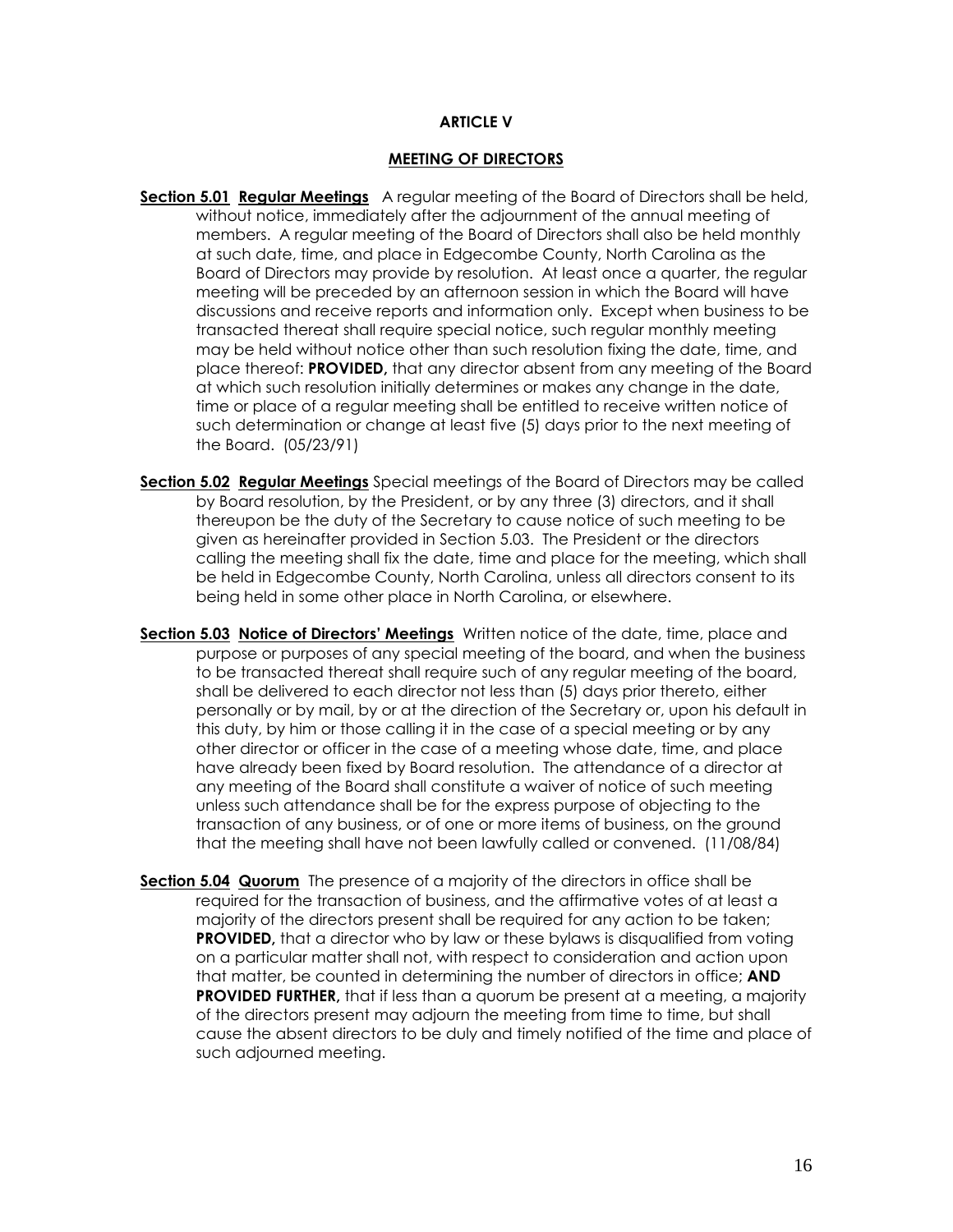## ARTICLE V

## MEETING OF DIRECTORS

**Section 5.01 Regular Meetings** A regular meeting of the Board of Directors shall be held, without notice, immediately after the adjournment of the annual meeting of members. A regular meeting of the Board of Directors shall also be held monthly at such date, time, and place in Edgecombe County, North Carolina as the Board of Directors may provide by resolution. At least once a quarter, the regular meeting will be preceded by an afternoon session in which the Board will have discussions and receive reports and information only. Except when business to be transacted thereat shall require special notice, such regular monthly meeting may be held without notice other than such resolution fixing the date, time, and place thereof: **PROVIDED,** that any director absent from any meeting of the Board at which such resolution initially determines or makes any change in the date, time or place of a regular meeting shall be entitled to receive written notice of such determination or change at least five (5) days prior to the next meeting of the Board. (05/23/91)

**Section 5.02 Regular Meetings** Special meetings of the Board of Directors may be called by Board resolution, by the President, or by any three (3) directors, and it shall thereupon be the duty of the Secretary to cause notice of such meeting to be given as hereinafter provided in Section 5.03. The President or the directors calling the meeting shall fix the date, time and place for the meeting, which shall be held in Edgecombe County, North Carolina, unless all directors consent to its being held in some other place in North Carolina, or elsewhere.

**Section 5.03 Notice of Directors' Meetings** Written notice of the date, time, place and purpose or purposes of any special meeting of the board, and when the business to be transacted thereat shall require such of any regular meeting of the board, shall be delivered to each director not less than (5) days prior thereto, either personally or by mail, by or at the direction of the Secretary or, upon his default in this duty, by him or those calling it in the case of a special meeting or by any other director or officer in the case of a meeting whose date, time, and place have already been fixed by Board resolution. The attendance of a director at any meeting of the Board shall constitute a waiver of notice of such meeting unless such attendance shall be for the express purpose of objecting to the transaction of any business, or of one or more items of business, on the ground that the meeting shall have not been lawfully called or convened. (11/08/84)

**Section 5.04 Quorum** The presence of a majority of the directors in office shall be required for the transaction of business, and the affirmative votes of at least a majority of the directors present shall be required for any action to be taken; **PROVIDED,** that a director who by law or these bylaws is disqualified from voting on a particular matter shall not, with respect to consideration and action upon that matter, be counted in determining the number of directors in office; **AND PROVIDED FURTHER,** that if less than a quorum be present at a meeting, a majority of the directors present may adjourn the meeting from time to time, but shall cause the absent directors to be duly and timely notified of the time and place of such adjourned meeting.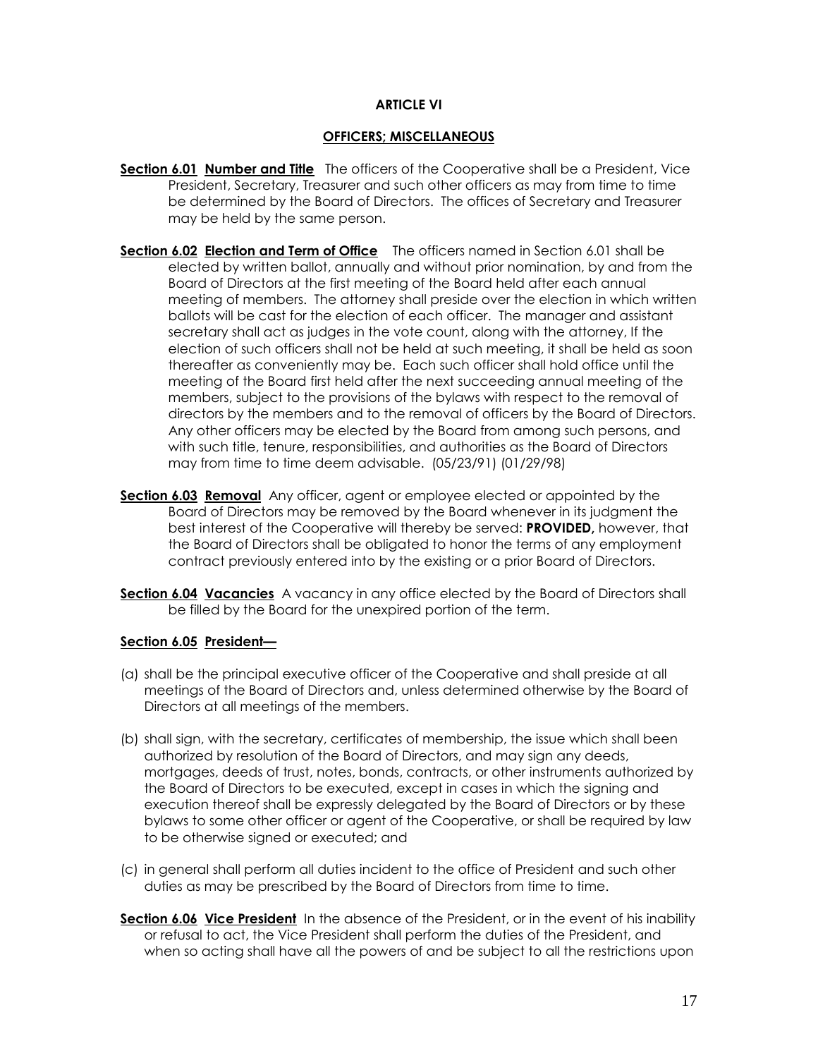## ARTICLE VI

## OFFICERS; MISCELLANEOUS

**Section 6.01 Number and Title** The officers of the Cooperative shall be a President, Vice President, Secretary, Treasurer and such other officers as may from time to time be determined by the Board of Directors. The offices of Secretary and Treasurer may be held by the same person.

**Section 6.02 Election and Term of Office** The officers named in Section 6.01 shall be elected by written ballot, annually and without prior nomination, by and from the Board of Directors at the first meeting of the Board held after each annual meeting of members. The attorney shall preside over the election in which written ballots will be cast for the election of each officer. The manager and assistant secretary shall act as judges in the vote count, along with the attorney, If the election of such officers shall not be held at such meeting, it shall be held as soon thereafter as conveniently may be. Each such officer shall hold office until the meeting of the Board first held after the next succeeding annual meeting of the members, subject to the provisions of the bylaws with respect to the removal of directors by the members and to the removal of officers by the Board of Directors. Any other officers may be elected by the Board from among such persons, and with such title, tenure, responsibilities, and authorities as the Board of Directors may from time to time deem advisable. (05/23/91) (01/29/98)

**Section 6.03 Removal** Any officer, agent or employee elected or appointed by the Board of Directors may be removed by the Board whenever in its judgment the best interest of the Cooperative will thereby be served: **PROVIDED,** however, that the Board of Directors shall be obligated to honor the terms of any employment contract previously entered into by the existing or a prior Board of Directors.

**Section 6.04 Vacancies** A vacancy in any office elected by the Board of Directors shall be filled by the Board for the unexpired portion of the term.

**Section 6.05 President—**

(a) shall be the principal executive officer of the Cooperative and shall preside at all meetings of the Board of Directors and, unless determined otherwise by the Board of Directors at all meetings of the members.

(b) shall sign, with the secretary, certificates of membership, the issue which shall been authorized by resolution of the Board of Directors, and may sign any deeds, mortgages, deeds of trust, notes, bonds, contracts, or other instruments authorized by the Board of Directors to be executed, except in cases in which the signing and execution thereof shall be expressly delegated by the Board of Directors or by these bylaws to some other officer or agent of the Cooperative, or shall be required by law to be otherwise signed or executed; and

(c) in general shall perform all duties incident to the office of President and such other duties as may be prescribed by the Board of Directors from time to time.

**Section 6.06 Vice President** In the absence of the President, or in the event of his inability or refusal to act, the Vice President shall perform the duties of the President, and when so acting shall have all the powers of and be subject to all the restrictions upon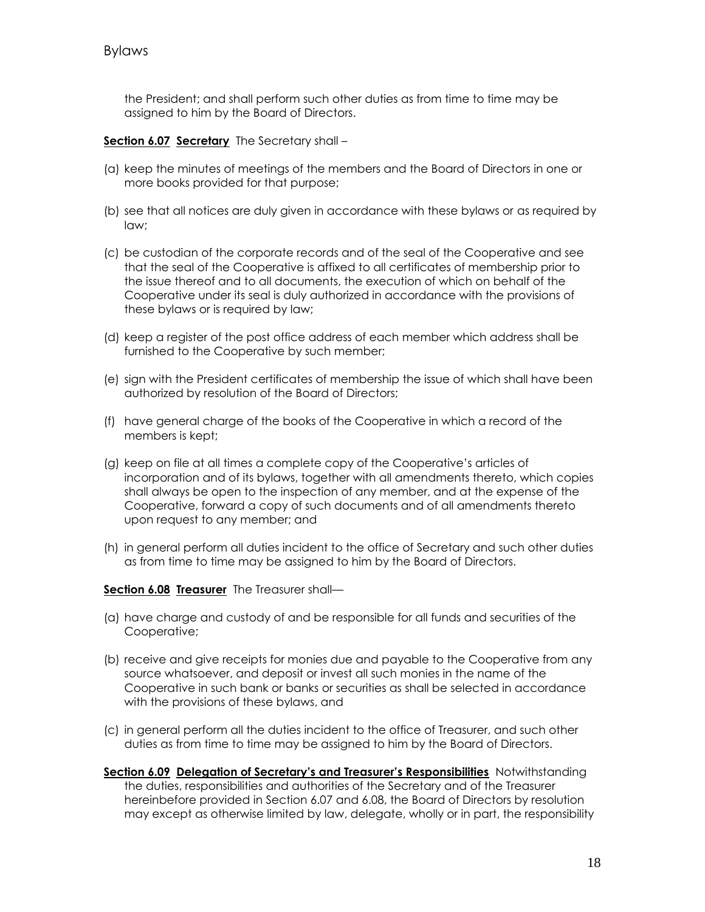the President; and shall perform such other duties as from time to time may be assigned to him by the Board of Directors.

**Section 6.07 Secretary** The Secretary shall –

(a) keep the minutes of meetings of the members and the Board of Directors in one or more books provided for that purpose;

(b) see that all notices are duly given in accordance with these bylaws or as required by law;

(c) be custodian of the corporate records and of the seal of the Cooperative and see that the seal of the Cooperative is affixed to all certificates of membership prior to the issue thereof and to all documents, the execution of which on behalf of the Cooperative under its seal is duly authorized in accordance with the provisions of these bylaws or is required by law;

(d) keep a register of the post office address of each member which address shall be furnished to the Cooperative by such member;

(e) sign with the President certificates of membership the issue of which shall have been authorized by resolution of the Board of Directors;

(f) have general charge of the books of the Cooperative in which a record of the members is kept;

(g) keep on file at all times a complete copy of the Cooperative's articles of incorporation and of its bylaws, together with all amendments thereto, which copies shall always be open to the inspection of any member, and at the expense of the Cooperative, forward a copy of such documents and of all amendments thereto upon request to any member; and

(h) in general perform all duties incident to the office of Secretary and such other duties as from time to time may be assigned to him by the Board of Directors.

**Section 6.08 Treasurer** The Treasurer shall—

(a) have charge and custody of and be responsible for all funds and securities of the Cooperative;

(b) receive and give receipts for monies due and payable to the Cooperative from any source whatsoever, and deposit or invest all such monies in the name of the Cooperative in such bank or banks or securities as shall be selected in accordance with the provisions of these bylaws, and

(c) in general perform all the duties incident to the office of Treasurer, and such other duties as from time to time may be assigned to him by the Board of Directors.

**Section 6.09 Delegation of Secretary's and Treasurer's Responsibilities** Notwithstanding the duties, responsibilities and authorities of the Secretary and of the Treasurer hereinbefore provided in Section 6.07 and 6.08, the Board of Directors by resolution may except as otherwise limited by law, delegate, wholly or in part, the responsibility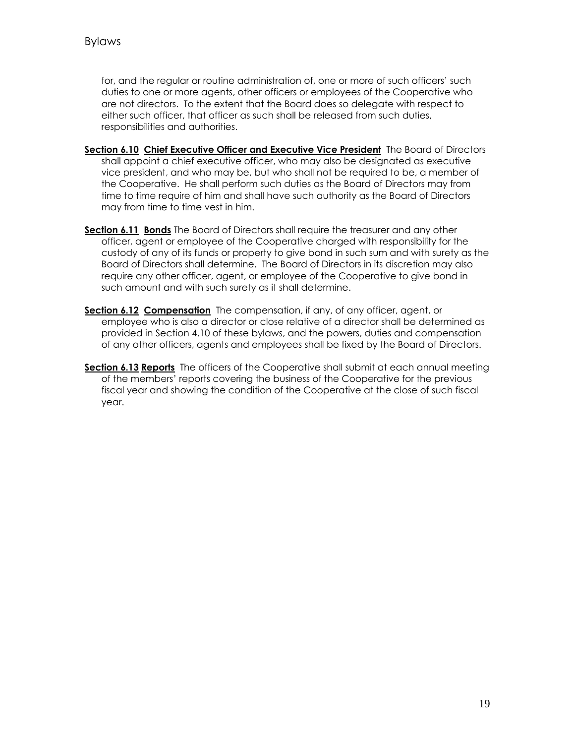for, and the regular or routine administration of, one or more of such officers' such duties to one or more agents, other officers or employees of the Cooperative who are not directors. To the extent that the Board does so delegate with respect to either such officer, that officer as such shall be released from such duties, responsibilities and authorities.

**Section 6.10 Chief Executive Officer and Executive Vice President** The Board of Directors shall appoint a chief executive officer, who may also be designated as executive vice president, and who may be, but who shall not be required to be, a member of the Cooperative. He shall perform such duties as the Board of Directors may from time to time require of him and shall have such authority as the Board of Directors may from time to time vest in him.

**Section 6.11 Bonds** The Board of Directors shall require the treasurer and any other officer, agent or employee of the Cooperative charged with responsibility for the custody of any of its funds or property to give bond in such sum and with surety as the Board of Directors shall determine. The Board of Directors in its discretion may also require any other officer, agent, or employee of the Cooperative to give bond in such amount and with such surety as it shall determine.

**Section 6.12 Compensation** The compensation, if any, of any officer, agent, or employee who is also a director or close relative of a director shall be determined as provided in Section 4.10 of these bylaws, and the powers, duties and compensation of any other officers, agents and employees shall be fixed by the Board of Directors.

**Section 6.13 Reports** The officers of the Cooperative shall submit at each annual meeting of the members' reports covering the business of the Cooperative for the previous fiscal year and showing the condition of the Cooperative at the close of such fiscal year.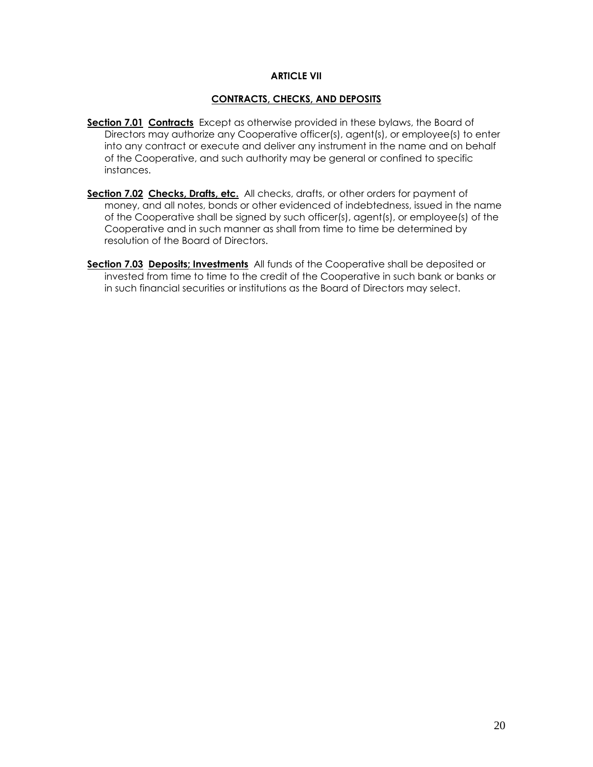## ARTICLE VII

## CONTRACTS, CHECKS, AND DEPOSITS

**Section 7.01 Contracts** Except as otherwise provided in these bylaws, the Board of Directors may authorize any Cooperative officer(s), agent(s), or employee(s) to enter into any contract or execute and deliver any instrument in the name and on behalf of the Cooperative, and such authority may be general or confined to specific instances.

**Section 7.02 Checks, Drafts, etc.** All checks, drafts, or other orders for payment of money, and all notes, bonds or other evidenced of indebtedness, issued in the name of the Cooperative shall be signed by such officer(s), agent(s), or employee(s) of the Cooperative and in such manner as shall from time to time be determined by resolution of the Board of Directors.

**Section 7.03 Deposits; Investments** All funds of the Cooperative shall be deposited or invested from time to time to the credit of the Cooperative in such bank or banks or in such financial securities or institutions as the Board of Directors may select.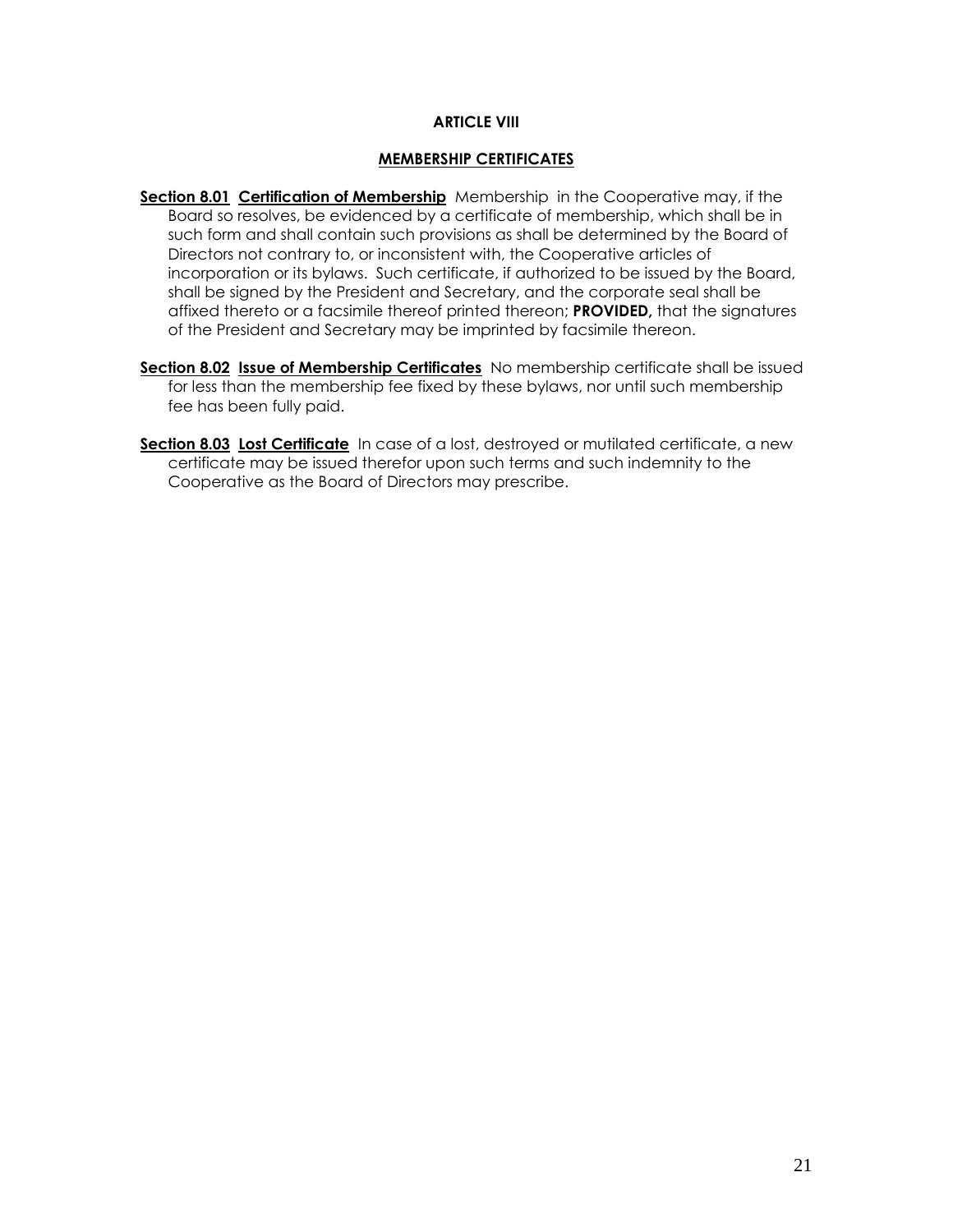## ARTICLE VIII

## MEMBERSHIP CERTIFICATES

**Section 8.01 Certification of Membership** Membership in the Cooperative may, if the Board so resolves, be evidenced by a certificate of membership, which shall be in such form and shall contain such provisions as shall be determined by the Board of Directors not contrary to, or inconsistent with, the Cooperative articles of incorporation or its bylaws. Such certificate, if authorized to be issued by the Board, shall be signed by the President and Secretary, and the corporate seal shall be affixed thereto or a facsimile thereof printed thereon; **PROVIDED,** that the signatures of the President and Secretary may be imprinted by facsimile thereon.

**Section 8.02 Issue of Membership Certificates** No membership certificate shall be issued for less than the membership fee fixed by these bylaws, nor until such membership fee has been fully paid.

**Section 8.03 Lost Certificate** In case of a lost, destroyed or mutilated certificate, a new certificate may be issued therefor upon such terms and such indemnity to the Cooperative as the Board of Directors may prescribe.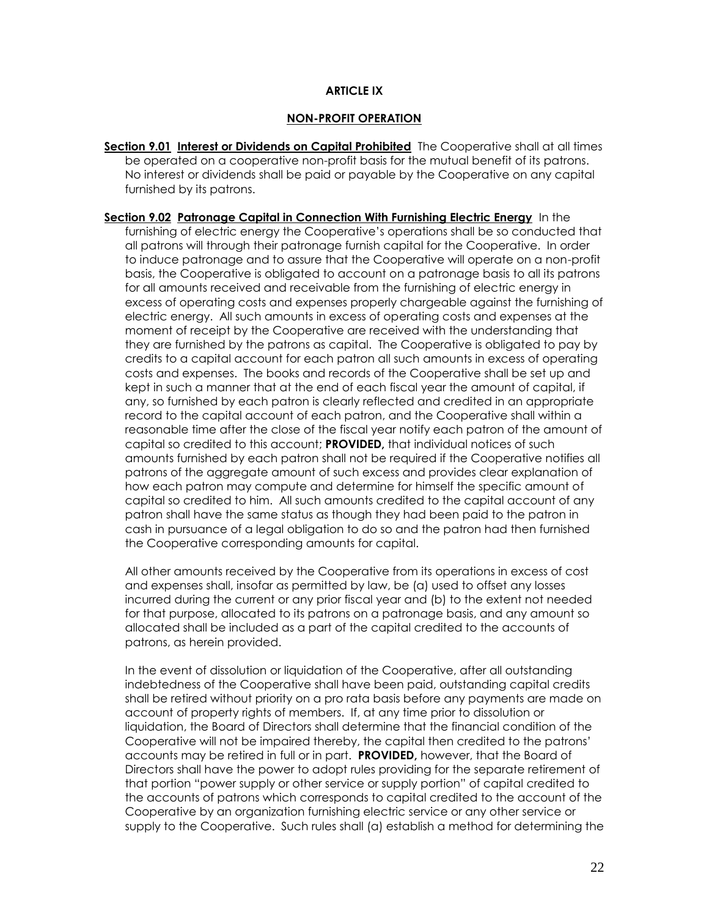## ARTICLE IX

## NON-PROFIT OPERATION

**Section 9.01 Interest or Dividends on Capital Prohibited** The Cooperative shall at all times be operated on a cooperative non-profit basis for the mutual benefit of its patrons. No interest or dividends shall be paid or payable by the Cooperative on any capital furnished by its patrons.

**Section 9.02 Patronage Capital in Connection With Furnishing Electric Energy** In the furnishing of electric energy the Cooperative's operations shall be so conducted that all patrons will through their patronage furnish capital for the Cooperative. In order to induce patronage and to assure that the Cooperative will operate on a non-profit basis, the Cooperative is obligated to account on a patronage basis to all its patrons for all amounts received and receivable from the furnishing of electric energy in excess of operating costs and expenses properly chargeable against the furnishing of electric energy. All such amounts in excess of operating costs and expenses at the moment of receipt by the Cooperative are received with the understanding that they are furnished by the patrons as capital. The Cooperative is obligated to pay by credits to a capital account for each patron all such amounts in excess of operating costs and expenses. The books and records of the Cooperative shall be set up and kept in such a manner that at the end of each fiscal year the amount of capital, if any, so furnished by each patron is clearly reflected and credited in an appropriate record to the capital account of each patron, and the Cooperative shall within a reasonable time after the close of the fiscal year notify each patron of the amount of capital so credited to this account; **PROVIDED,** that individual notices of such amounts furnished by each patron shall not be required if the Cooperative notifies all patrons of the aggregate amount of such excess and provides clear explanation of how each patron may compute and determine for himself the specific amount of capital so credited to him. All such amounts credited to the capital account of any patron shall have the same status as though they had been paid to the patron in cash in pursuance of a legal obligation to do so and the patron had then furnished the Cooperative corresponding amounts for capital.

All other amounts received by the Cooperative from its operations in excess of cost and expenses shall, insofar as permitted by law, be (a) used to offset any losses incurred during the current or any prior fiscal year and (b) to the extent not needed for that purpose, allocated to its patrons on a patronage basis, and any amount so allocated shall be included as a part of the capital credited to the accounts of patrons, as herein provided.

In the event of dissolution or liquidation of the Cooperative, after all outstanding indebtedness of the Cooperative shall have been paid, outstanding capital credits shall be retired without priority on a pro rata basis before any payments are made on account of property rights of members. If, at any time prior to dissolution or liquidation, the Board of Directors shall determine that the financial condition of the Cooperative will not be impaired thereby, the capital then credited to the patrons' accounts may be retired in full or in part. **PROVIDED,** however, that the Board of Directors shall have the power to adopt rules providing for the separate retirement of that portion "power supply or other service or supply portion" of capital credited to the accounts of patrons which corresponds to capital credited to the account of the Cooperative by an organization furnishing electric service or any other service or supply to the Cooperative. Such rules shall (a) establish a method for determining the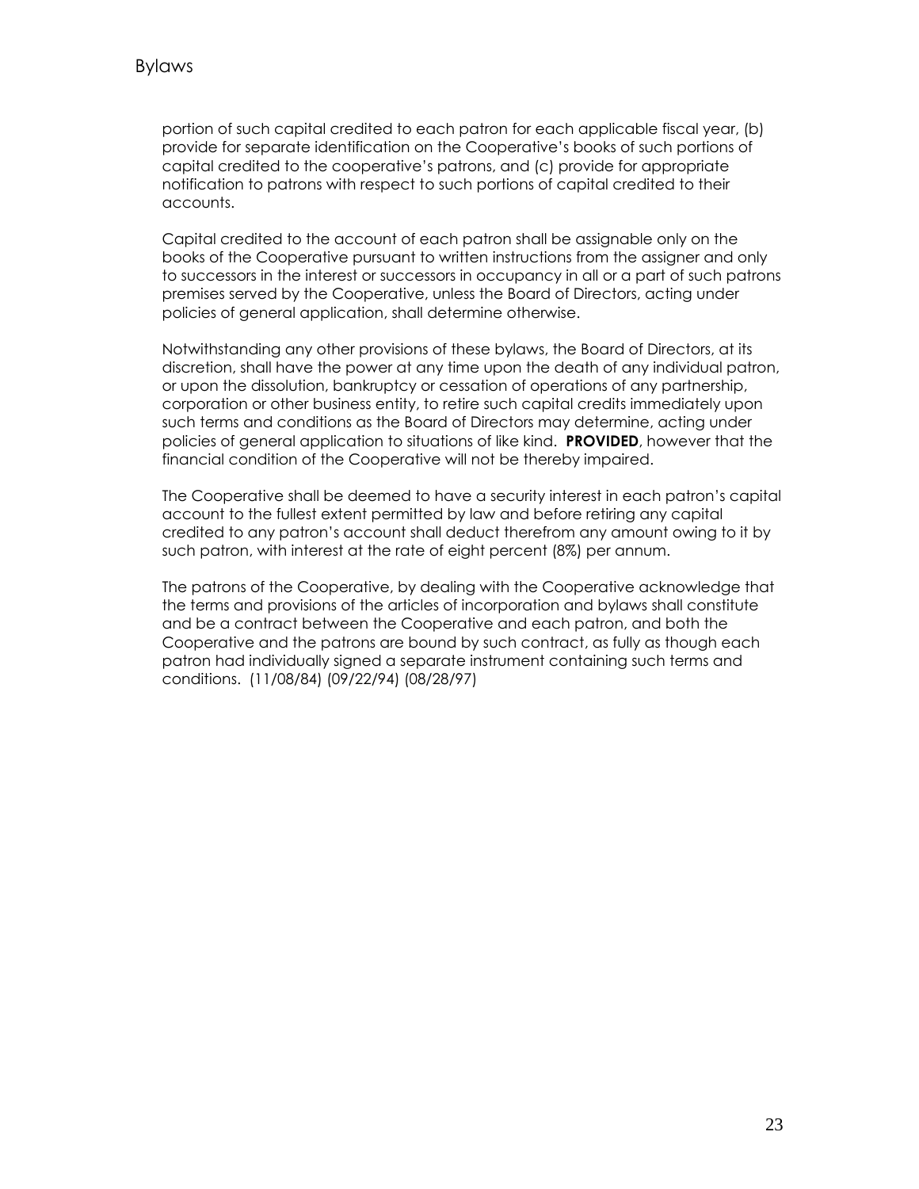portion of such capital credited to each patron for each applicable fiscal year, (b) provide for separate identification on the Cooperative's books of such portions of capital credited to the cooperative's patrons, and (c) provide for appropriate notification to patrons with respect to such portions of capital credited to their accounts.

Capital credited to the account of each patron shall be assignable only on the books of the Cooperative pursuant to written instructions from the assigner and only to successors in the interest or successors in occupancy in all or a part of such patrons premises served by the Cooperative, unless the Board of Directors, acting under policies of general application, shall determine otherwise.

Notwithstanding any other provisions of these bylaws, the Board of Directors, at its discretion, shall have the power at any time upon the death of any individual patron, or upon the dissolution, bankruptcy or cessation of operations of any partnership, corporation or other business entity, to retire such capital credits immediately upon such terms and conditions as the Board of Directors may determine, acting under policies of general application to situations of like kind. **PROVIDED**, however that the financial condition of the Cooperative will not be thereby impaired.

The Cooperative shall be deemed to have a security interest in each patron's capital account to the fullest extent permitted by law and before retiring any capital credited to any patron's account shall deduct therefrom any amount owing to it by such patron, with interest at the rate of eight percent (8%) per annum.

The patrons of the Cooperative, by dealing with the Cooperative acknowledge that the terms and provisions of the articles of incorporation and bylaws shall constitute and be a contract between the Cooperative and each patron, and both the Cooperative and the patrons are bound by such contract, as fully as though each patron had individually signed a separate instrument containing such terms and conditions. (11/08/84) (09/22/94) (08/28/97)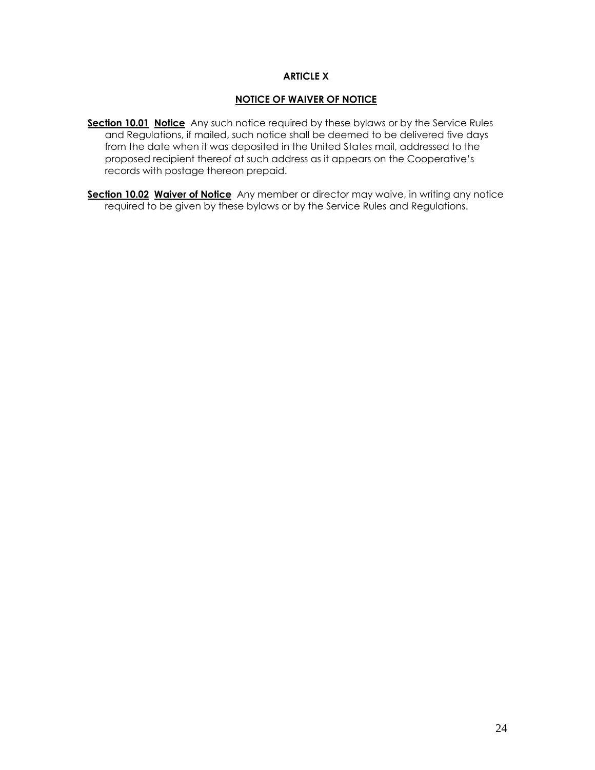## ARTICLE X

## NOTICE OF WAIVER OF NOTICE

**Section 10.01** **Notice** Any such notice required by these bylaws or by the Service Rules and Regulations, if mailed, such notice shall be deemed to be delivered five days from the date when it was deposited in the United States mail, addressed to the proposed recipient thereof at such address as it appears on the Cooperative's records with postage thereon prepaid.

**Section 10.02** **Waiver of Notice** Any member or director may waive, in writing any notice required to be given by these bylaws or by the Service Rules and Regulations.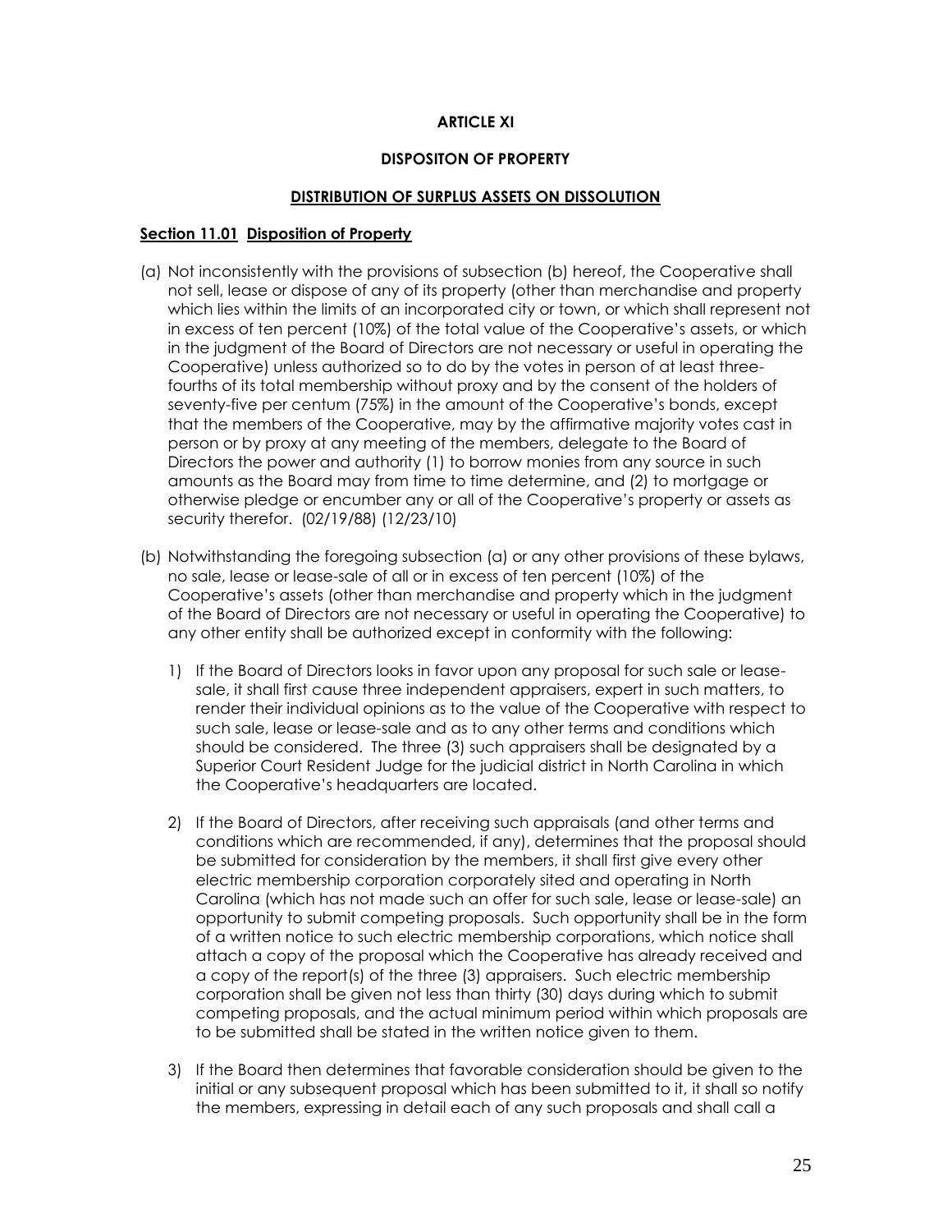## ARTICLE XI

## DISPOSITON OF PROPERTY

## DISTRIBUTION OF SURPLUS ASSETS ON DISSOLUTION

### Section 11.01 Disposition of Property

(a) Not inconsistently with the provisions of subsection (b) hereof, the Cooperative shall not sell, lease or dispose of any of its property (other than merchandise and property which lies within the limits of an incorporated city or town, or which shall represent not in excess of ten percent (10%) of the total value of the Cooperative's assets, or which in the judgment of the Board of Directors are not necessary or useful in operating the Cooperative) unless authorized so to do by the votes in person of at least three-fourths of its total membership without proxy and by the consent of the holders of seventy-five per centum (75%) in the amount of the Cooperative's bonds, except that the members of the Cooperative, may by the affirmative majority votes cast in person or by proxy at any meeting of the members, delegate to the Board of Directors the power and authority (1) to borrow monies from any source in such amounts as the Board may from time to time determine, and (2) to mortgage or otherwise pledge or encumber any or all of the Cooperative's property or assets as security therefor. (02/19/88) (12/23/10)

(b) Notwithstanding the foregoing subsection (a) or any other provisions of these bylaws, no sale, lease or lease-sale of all or in excess of ten percent (10%) of the Cooperative's assets (other than merchandise and property which in the judgment of the Board of Directors are not necessary or useful in operating the Cooperative) to any other entity shall be authorized except in conformity with the following:

  1) If the Board of Directors looks in favor upon any proposal for such sale or lease-sale, it shall first cause three independent appraisers, expert in such matters, to render their individual opinions as to the value of the Cooperative with respect to such sale, lease or lease-sale and as to any other terms and conditions which should be considered. The three (3) such appraisers shall be designated by a Superior Court Resident Judge for the judicial district in North Carolina in which the Cooperative's headquarters are located.

  2) If the Board of Directors, after receiving such appraisals (and other terms and conditions which are recommended, if any), determines that the proposal should be submitted for consideration by the members, it shall first give every other electric membership corporation corporately sited and operating in North Carolina (which has not made such an offer for such sale, lease or lease-sale) an opportunity to submit competing proposals. Such opportunity shall be in the form of a written notice to such electric membership corporations, which notice shall attach a copy of the proposal which the Cooperative has already received and a copy of the report(s) of the three (3) appraisers. Such electric membership corporation shall be given not less than thirty (30) days during which to submit competing proposals, and the actual minimum period within which proposals are to be submitted shall be stated in the written notice given to them.

  3) If the Board then determines that favorable consideration should be given to the initial or any subsequent proposal which has been submitted to it, it shall so notify the members, expressing in detail each of any such proposals and shall call a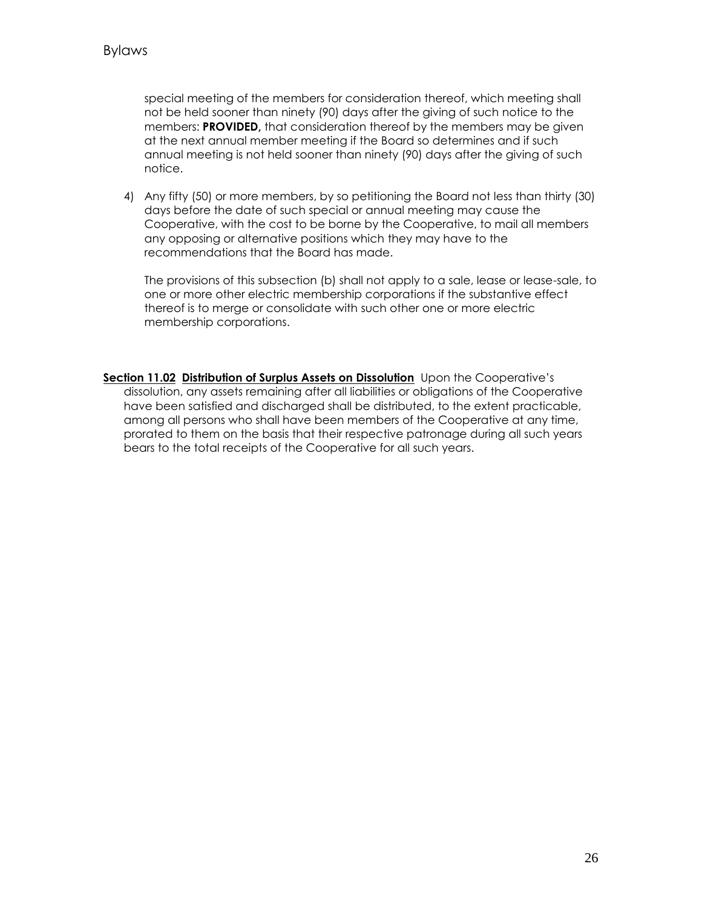special meeting of the members for consideration thereof, which meeting shall not be held sooner than ninety (90) days after the giving of such notice to the members: **PROVIDED,** that consideration thereof by the members may be given at the next annual member meeting if the Board so determines and if such annual meeting is not held sooner than ninety (90) days after the giving of such notice.

4) Any fifty (50) or more members, by so petitioning the Board not less than thirty (30) days before the date of such special or annual meeting may cause the Cooperative, with the cost to be borne by the Cooperative, to mail all members any opposing or alternative positions which they may have to the recommendations that the Board has made.

The provisions of this subsection (b) shall not apply to a sale, lease or lease-sale, to one or more other electric membership corporations if the substantive effect thereof is to merge or consolidate with such other one or more electric membership corporations.

**Section 11.02 Distribution of Surplus Assets on Dissolution** Upon the Cooperative's dissolution, any assets remaining after all liabilities or obligations of the Cooperative have been satisfied and discharged shall be distributed, to the extent practicable, among all persons who shall have been members of the Cooperative at any time, prorated to them on the basis that their respective patronage during all such years bears to the total receipts of the Cooperative for all such years.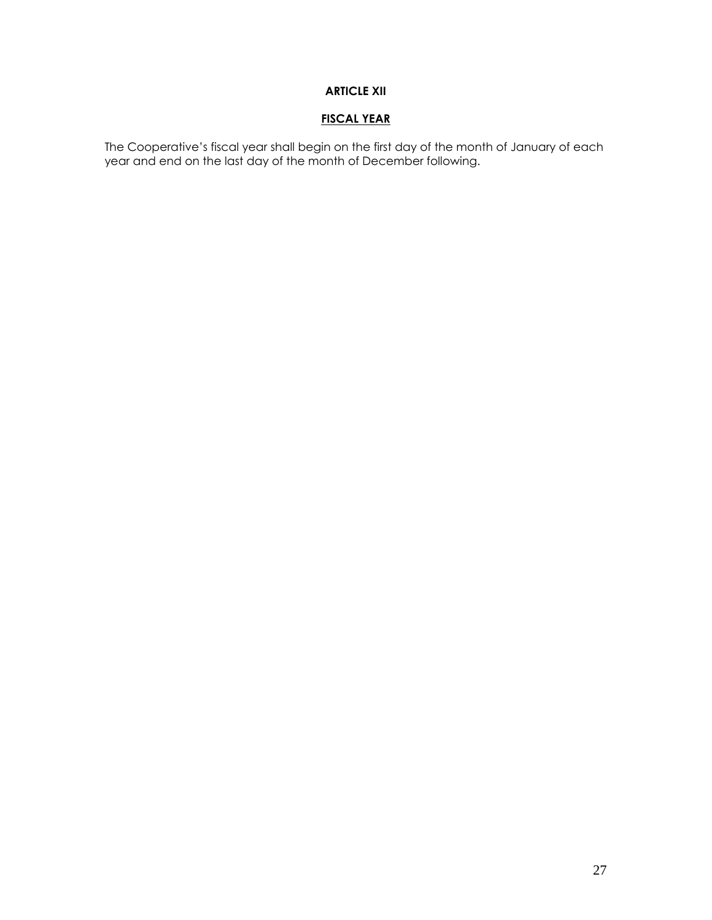## ARTICLE XII

## <u>FISCAL YEAR</u>

The Cooperative's fiscal year shall begin on the first day of the month of January of each year and end on the last day of the month of December following.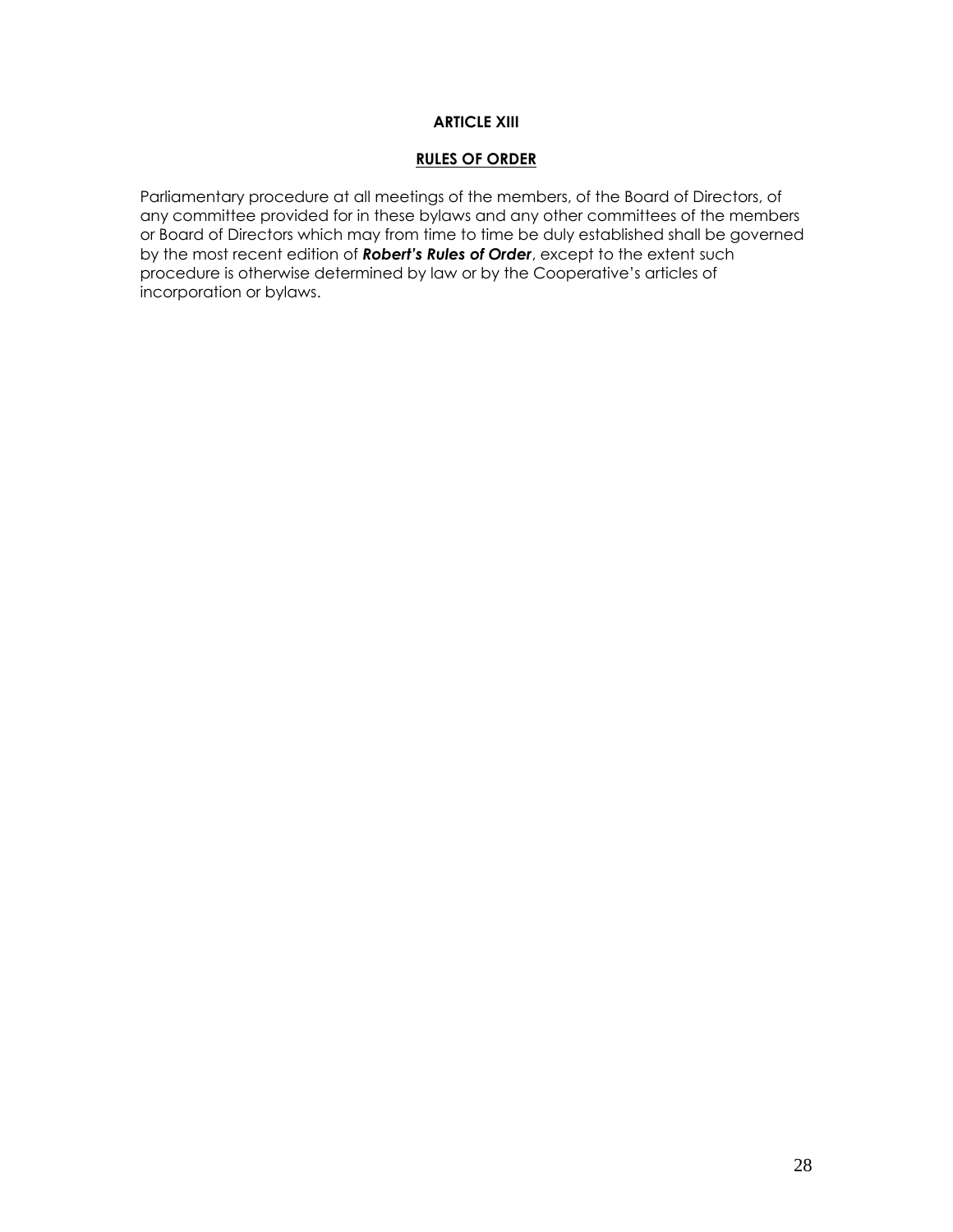## ARTICLE XIII

## RULES OF ORDER

Parliamentary procedure at all meetings of the members, of the Board of Directors, of any committee provided for in these bylaws and any other committees of the members or Board of Directors which may from time to time be duly established shall be governed by the most recent edition of ***Robert's Rules of Order***, except to the extent such procedure is otherwise determined by law or by the Cooperative's articles of incorporation or bylaws.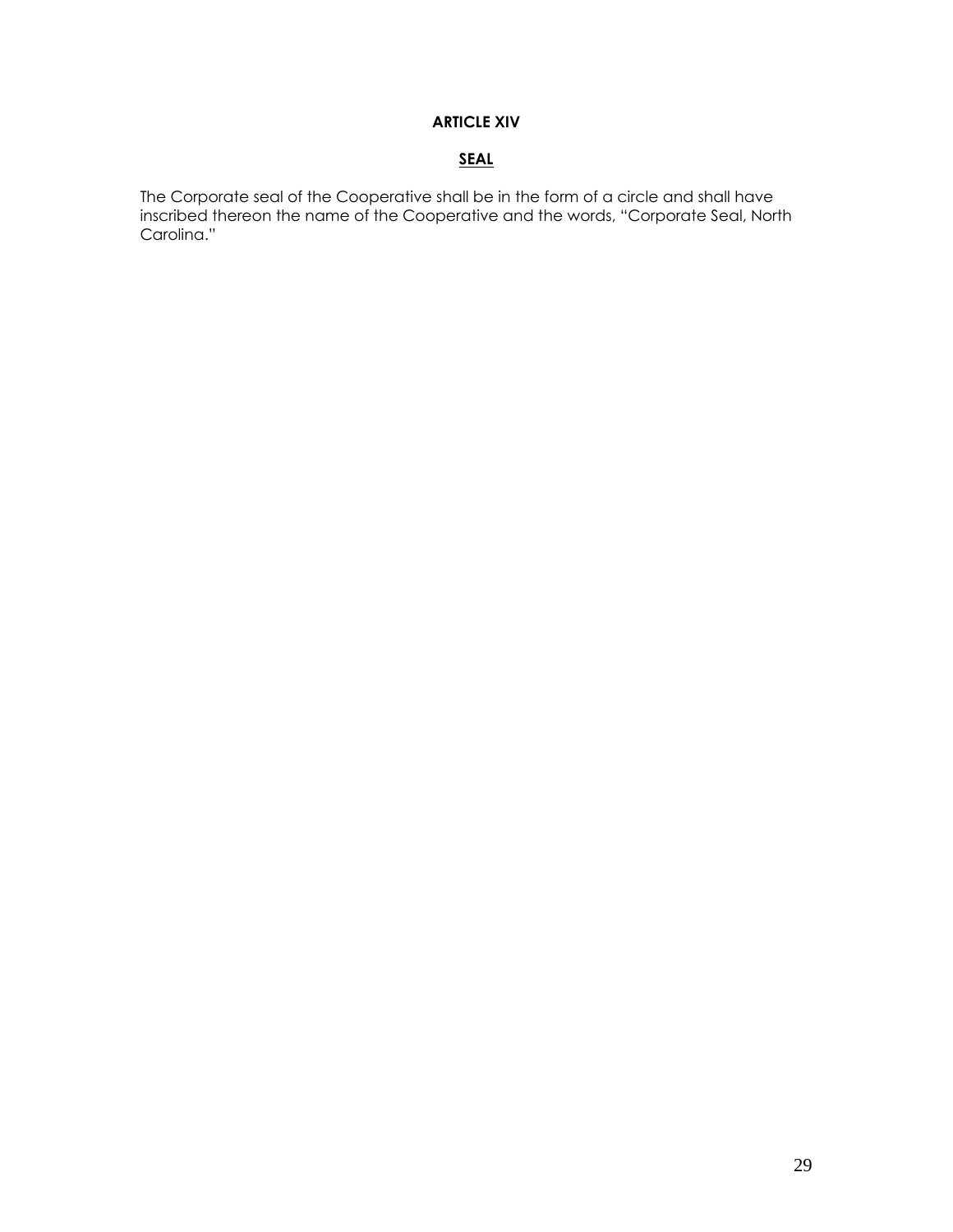## ARTICLE XIV

### SEAL

The Corporate seal of the Cooperative shall be in the form of a circle and shall have inscribed thereon the name of the Cooperative and the words, "Corporate Seal, North Carolina."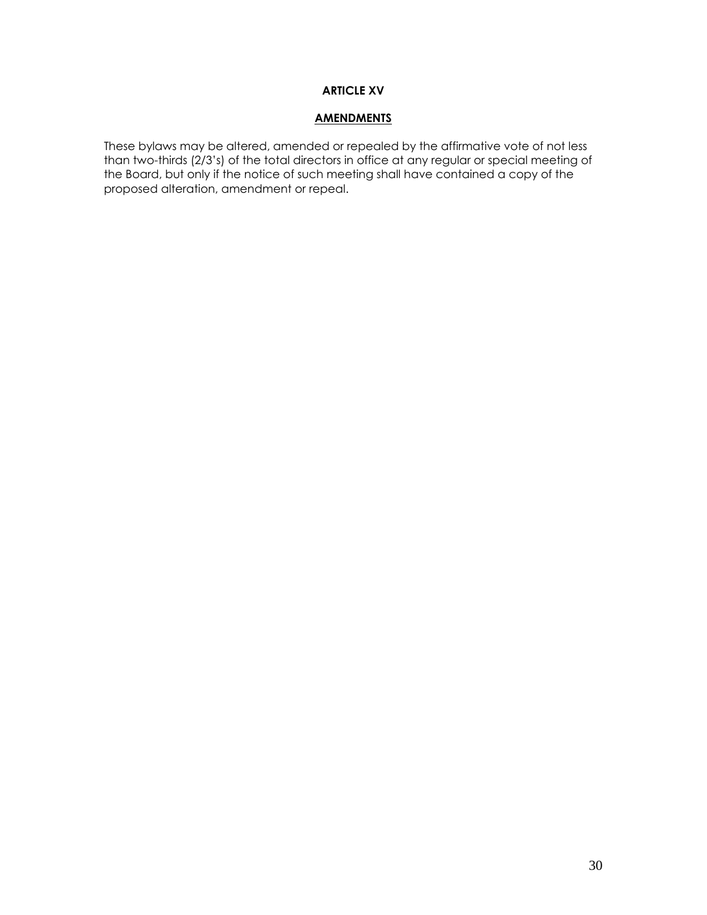## ARTICLE XV

## AMENDMENTS

These bylaws may be altered, amended or repealed by the affirmative vote of not less than two-thirds (2/3's) of the total directors in office at any regular or special meeting of the Board, but only if the notice of such meeting shall have contained a copy of the proposed alteration, amendment or repeal.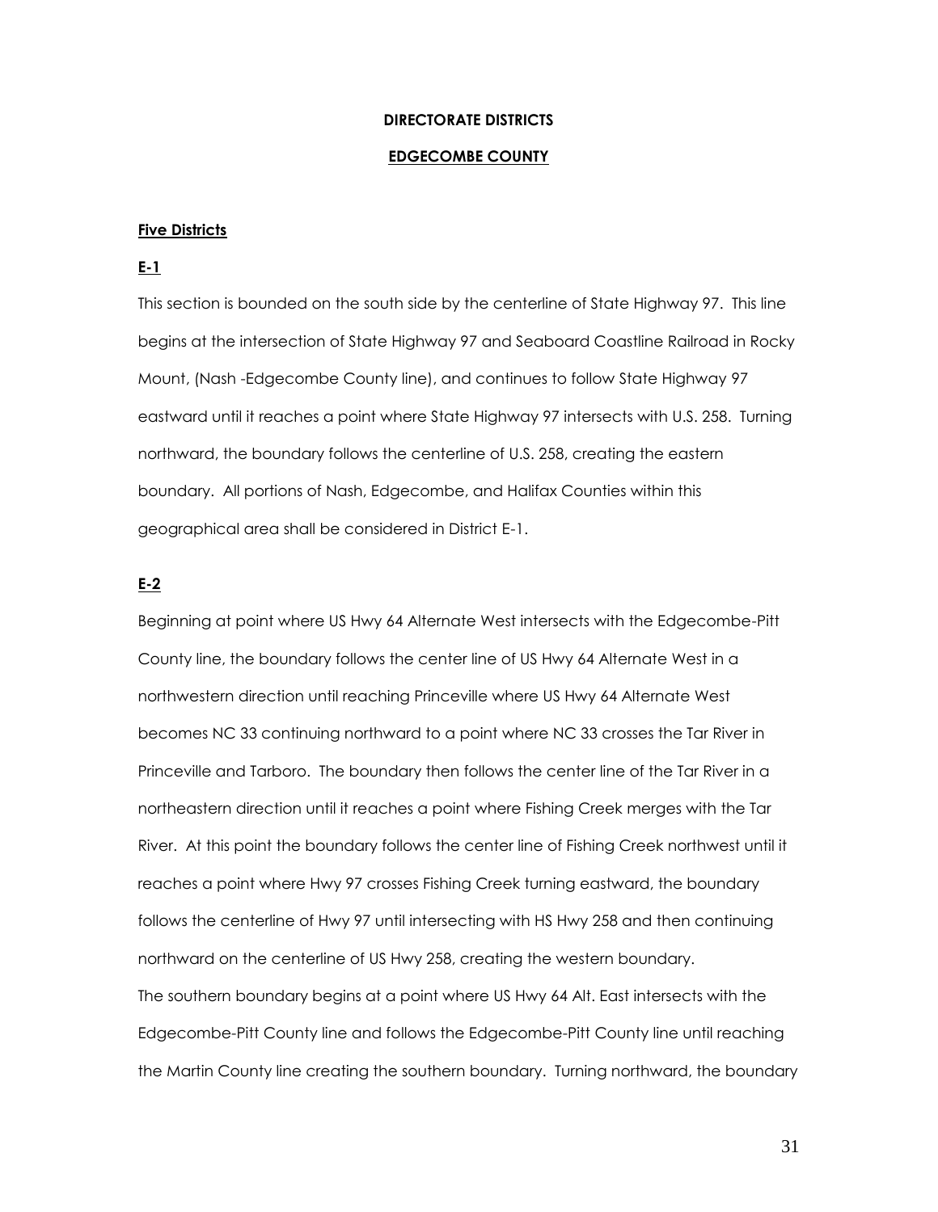**DIRECTORATE DISTRICTS**

**EDGECOMBE COUNTY**

**Five Districts**

**E-1**

This section is bounded on the south side by the centerline of State Highway 97. This line begins at the intersection of State Highway 97 and Seaboard Coastline Railroad in Rocky Mount, (Nash -Edgecombe County line), and continues to follow State Highway 97 eastward until it reaches a point where State Highway 97 intersects with U.S. 258. Turning northward, the boundary follows the centerline of U.S. 258, creating the eastern boundary. All portions of Nash, Edgecombe, and Halifax Counties within this geographical area shall be considered in District E-1.

**E-2**

Beginning at point where US Hwy 64 Alternate West intersects with the Edgecombe-Pitt County line, the boundary follows the center line of US Hwy 64 Alternate West in a northwestern direction until reaching Princeville where US Hwy 64 Alternate West becomes NC 33 continuing northward to a point where NC 33 crosses the Tar River in Princeville and Tarboro. The boundary then follows the center line of the Tar River in a northeastern direction until it reaches a point where Fishing Creek merges with the Tar River. At this point the boundary follows the center line of Fishing Creek northwest until it reaches a point where Hwy 97 crosses Fishing Creek turning eastward, the boundary follows the centerline of Hwy 97 until intersecting with HS Hwy 258 and then continuing northward on the centerline of US Hwy 258, creating the western boundary.
The southern boundary begins at a point where US Hwy 64 Alt. East intersects with the Edgecombe-Pitt County line and follows the Edgecombe-Pitt County line until reaching the Martin County line creating the southern boundary. Turning northward, the boundary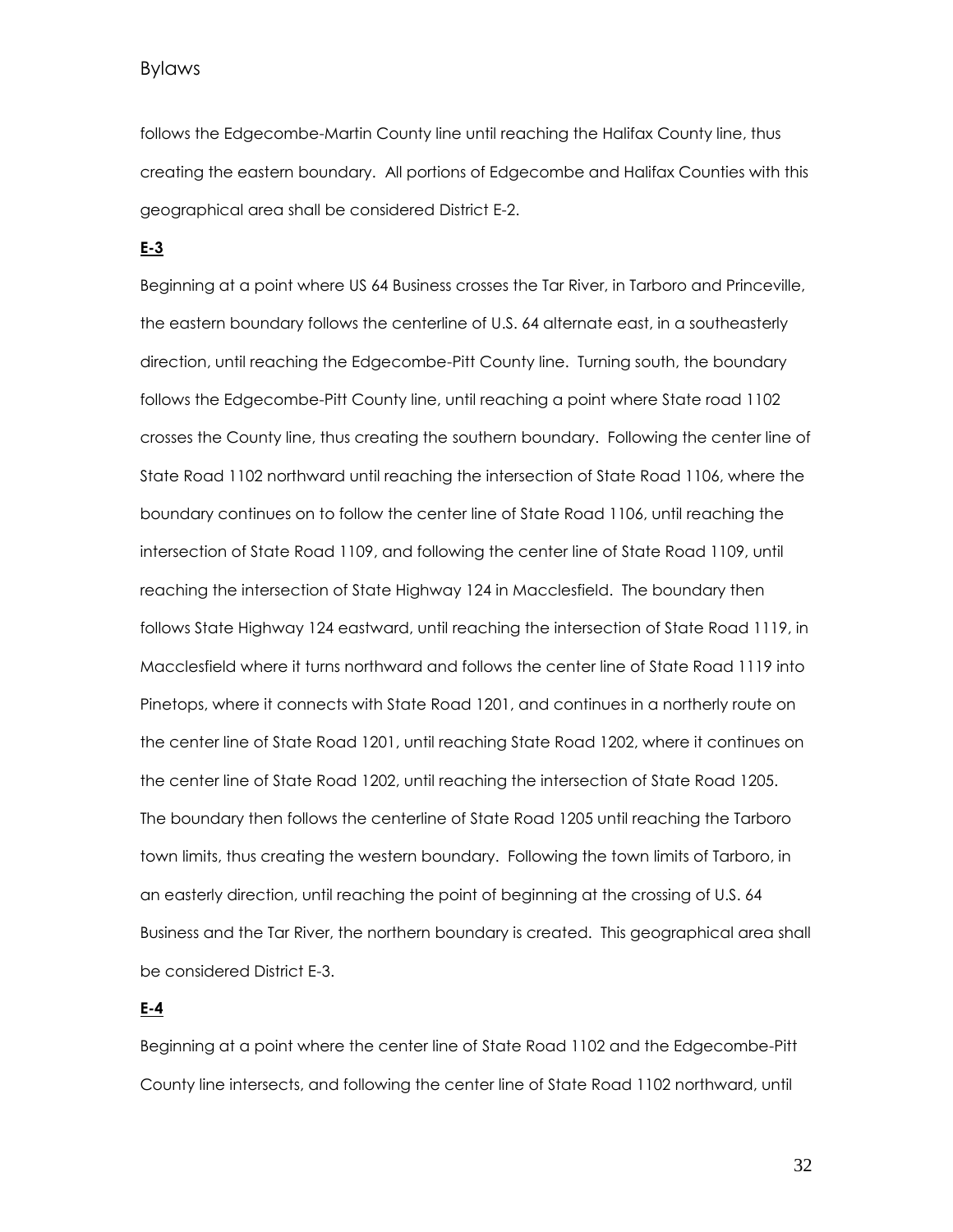follows the Edgecombe-Martin County line until reaching the Halifax County line, thus creating the eastern boundary. All portions of Edgecombe and Halifax Counties with this geographical area shall be considered District E-2.

**E-3**

Beginning at a point where US 64 Business crosses the Tar River, in Tarboro and Princeville, the eastern boundary follows the centerline of U.S. 64 alternate east, in a southeasterly direction, until reaching the Edgecombe-Pitt County line. Turning south, the boundary follows the Edgecombe-Pitt County line, until reaching a point where State road 1102 crosses the County line, thus creating the southern boundary. Following the center line of State Road 1102 northward until reaching the intersection of State Road 1106, where the boundary continues on to follow the center line of State Road 1106, until reaching the intersection of State Road 1109, and following the center line of State Road 1109, until reaching the intersection of State Highway 124 in Macclesfield. The boundary then follows State Highway 124 eastward, until reaching the intersection of State Road 1119, in Macclesfield where it turns northward and follows the center line of State Road 1119 into Pinetops, where it connects with State Road 1201, and continues in a northerly route on the center line of State Road 1201, until reaching State Road 1202, where it continues on the center line of State Road 1202, until reaching the intersection of State Road 1205. The boundary then follows the centerline of State Road 1205 until reaching the Tarboro town limits, thus creating the western boundary. Following the town limits of Tarboro, in an easterly direction, until reaching the point of beginning at the crossing of U.S. 64 Business and the Tar River, the northern boundary is created. This geographical area shall be considered District E-3.

**E-4**

Beginning at a point where the center line of State Road 1102 and the Edgecombe-Pitt County line intersects, and following the center line of State Road 1102 northward, until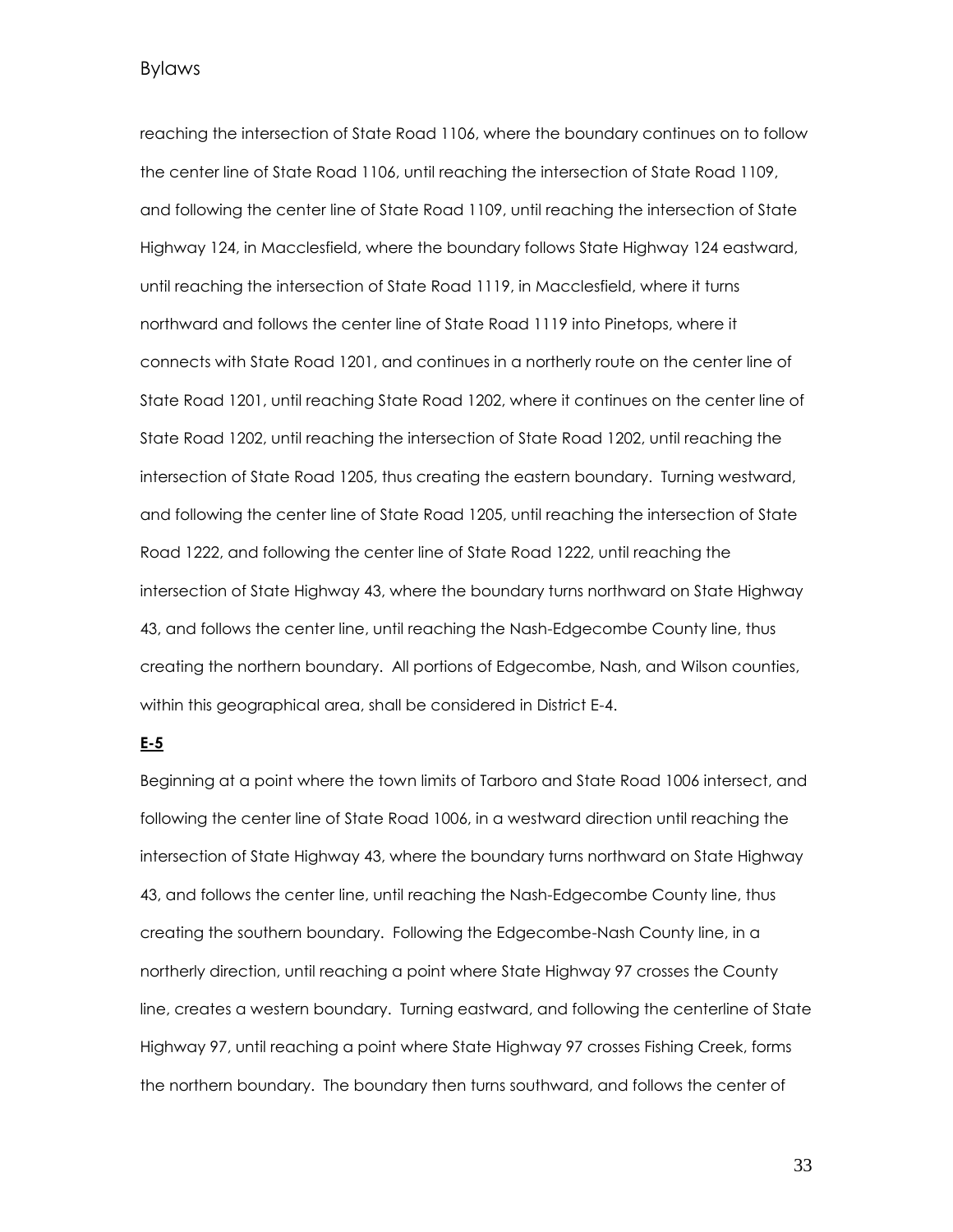reaching the intersection of State Road 1106, where the boundary continues on to follow the center line of State Road 1106, until reaching the intersection of State Road 1109, and following the center line of State Road 1109, until reaching the intersection of State Highway 124, in Macclesfield, where the boundary follows State Highway 124 eastward, until reaching the intersection of State Road 1119, in Macclesfield, where it turns northward and follows the center line of State Road 1119 into Pinetops, where it connects with State Road 1201, and continues in a northerly route on the center line of State Road 1201, until reaching State Road 1202, where it continues on the center line of State Road 1202, until reaching the intersection of State Road 1202, until reaching the intersection of State Road 1205, thus creating the eastern boundary. Turning westward, and following the center line of State Road 1205, until reaching the intersection of State Road 1222, and following the center line of State Road 1222, until reaching the intersection of State Highway 43, where the boundary turns northward on State Highway 43, and follows the center line, until reaching the Nash-Edgecombe County line, thus creating the northern boundary. All portions of Edgecombe, Nash, and Wilson counties, within this geographical area, shall be considered in District E-4.

**E-5**

Beginning at a point where the town limits of Tarboro and State Road 1006 intersect, and following the center line of State Road 1006, in a westward direction until reaching the intersection of State Highway 43, where the boundary turns northward on State Highway 43, and follows the center line, until reaching the Nash-Edgecombe County line, thus creating the southern boundary. Following the Edgecombe-Nash County line, in a northerly direction, until reaching a point where State Highway 97 crosses the County line, creates a western boundary. Turning eastward, and following the centerline of State Highway 97, until reaching a point where State Highway 97 crosses Fishing Creek, forms the northern boundary. The boundary then turns southward, and follows the center of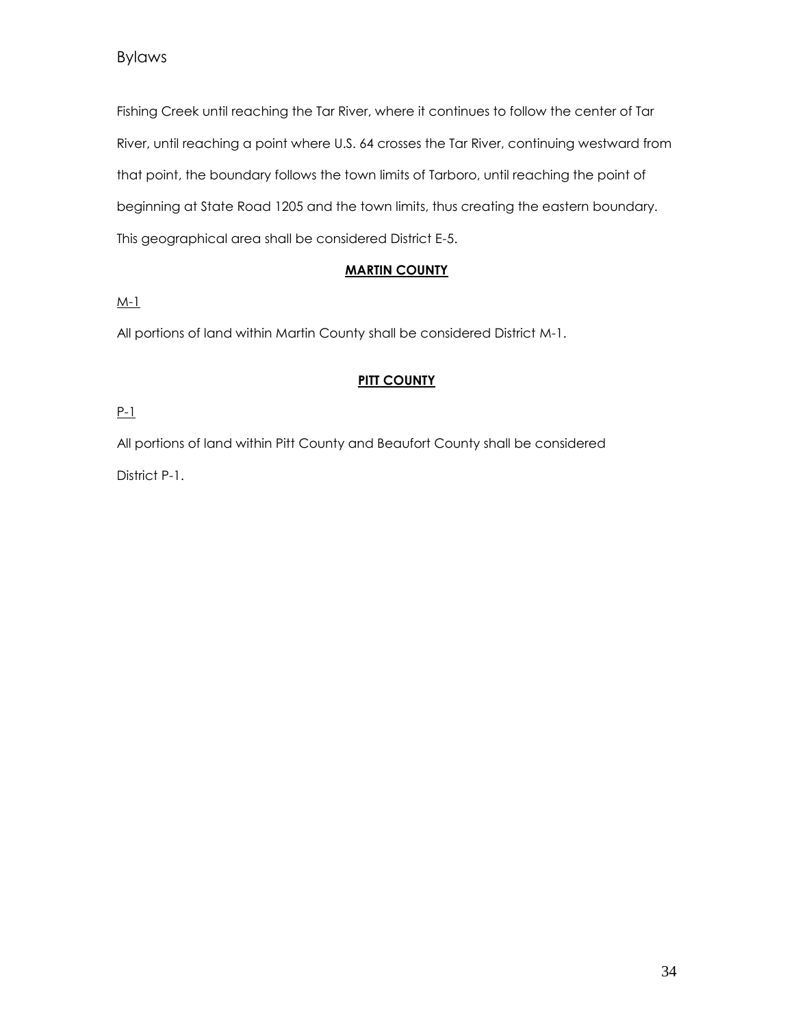Fishing Creek until reaching the Tar River, where it continues to follow the center of Tar River, until reaching a point where U.S. 64 crosses the Tar River, continuing westward from that point, the boundary follows the town limits of Tarboro, until reaching the point of beginning at State Road 1205 and the town limits, thus creating the eastern boundary. This geographical area shall be considered District E-5.

## MARTIN COUNTY

M-1

All portions of land within Martin County shall be considered District M-1.

## PITT COUNTY

P-1

All portions of land within Pitt County and Beaufort County shall be considered District P-1.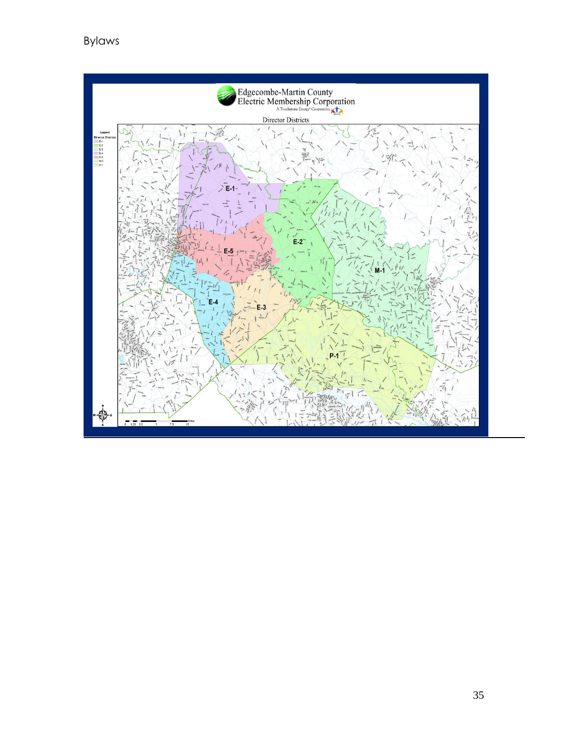Edgecombe-Martin County
Electric Membership Corporation
A Touchstone Energy® Cooperative

Director Districts

Legend
Director Districts
E-1
E-2
E-3
E-4
E-5
M-1
P-1

E-1
E-2
E-5
M-1
E-4
E-3
P-1

N
W E
S

0 1.25 2.5 5 7.5 10 Miles